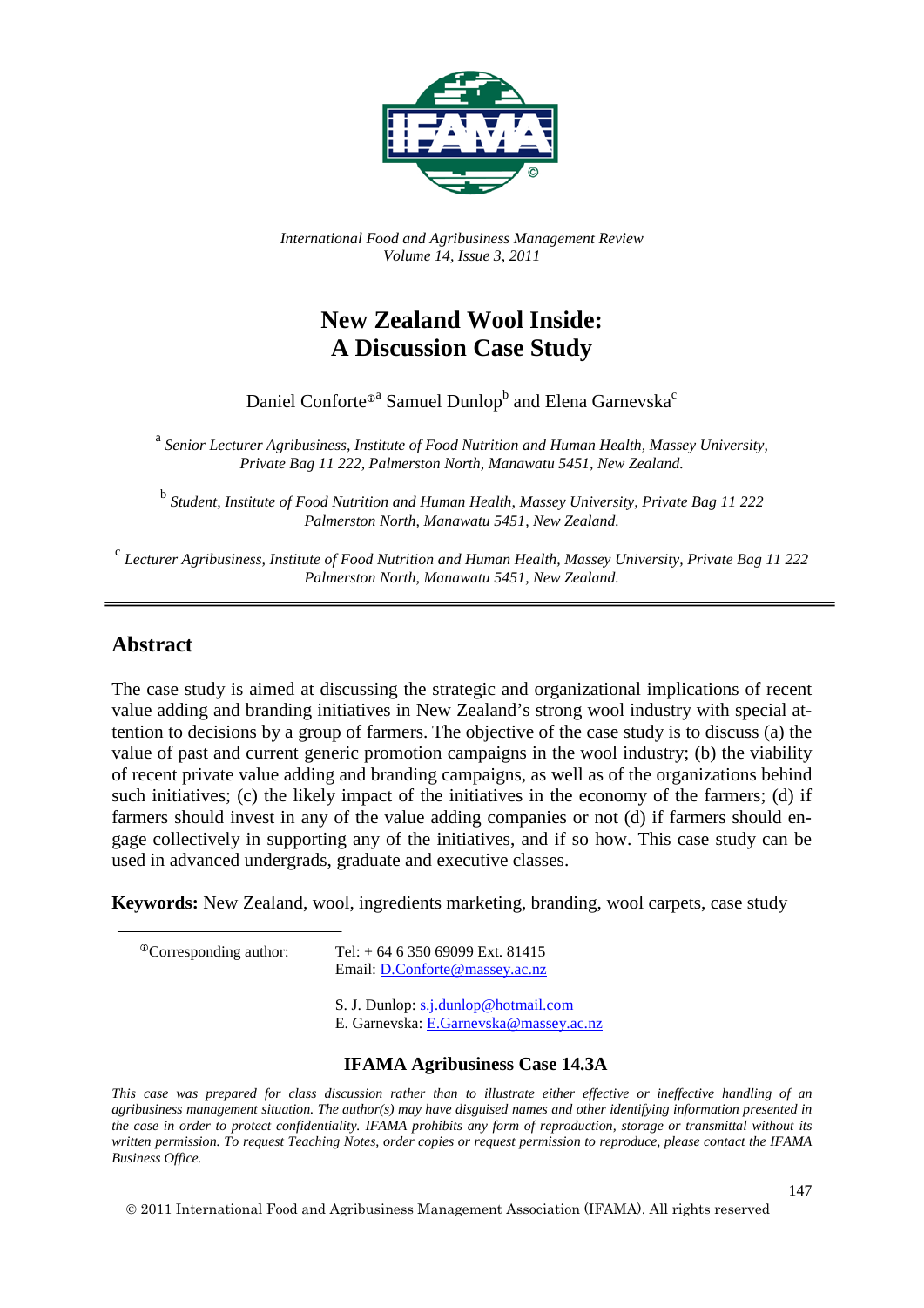*International Food and Agribusiness Management Review*
*Volume 14, Issue 3, 2011*

# New Zealand Wool Inside: A Discussion Case Study

Daniel Conforte[ⓘa] Samuel Dunlop[b] and Elena Garnevska[c]

[a] *Senior Lecturer Agribusiness, Institute of Food Nutrition and Human Health, Massey University, Private Bag 11 222, Palmerston North, Manawatu 5451, New Zealand.*

[b] *Student, Institute of Food Nutrition and Human Health, Massey University, Private Bag 11 222 Palmerston North, Manawatu 5451, New Zealand.*

[c] *Lecturer Agribusiness, Institute of Food Nutrition and Human Health, Massey University, Private Bag 11 222 Palmerston North, Manawatu 5451, New Zealand.*

---

## Abstract

The case study is aimed at discussing the strategic and organizational implications of recent value adding and branding initiatives in New Zealand's strong wool industry with special attention to decisions by a group of farmers. The objective of the case study is to discuss (a) the value of past and current generic promotion campaigns in the wool industry; (b) the viability of recent private value adding and branding campaigns, as well as of the organizations behind such initiatives; (c) the likely impact of the initiatives in the economy of the farmers; (d) if farmers should invest in any of the value adding companies or not (d) if farmers should engage collectively in supporting any of the initiatives, and if so how. This case study can be used in advanced undergrads, graduate and executive classes.

**Keywords:** New Zealand, wool, ingredients marketing, branding, wool carpets, case study

---

ⓘCorresponding author: Tel: + 64 6 350 69099 Ext. 81415
Email: D.Conforte@massey.ac.nz

S. J. Dunlop: s.j.dunlop@hotmail.com
E. Garnevska: E.Garnevska@massey.ac.nz

**IFAMA Agribusiness Case 14.3A**

*This case was prepared for class discussion rather than to illustrate either effective or ineffective handling of an agribusiness management situation. The author(s) may have disguised names and other identifying information presented in the case in order to protect confidentiality. IFAMA prohibits any form of reproduction, storage or transmittal without its written permission. To request Teaching Notes, order copies or request permission to reproduce, please contact the IFAMA Business Office.*

© 2011 International Food and Agribusiness Management Association (IFAMA). All rights reserved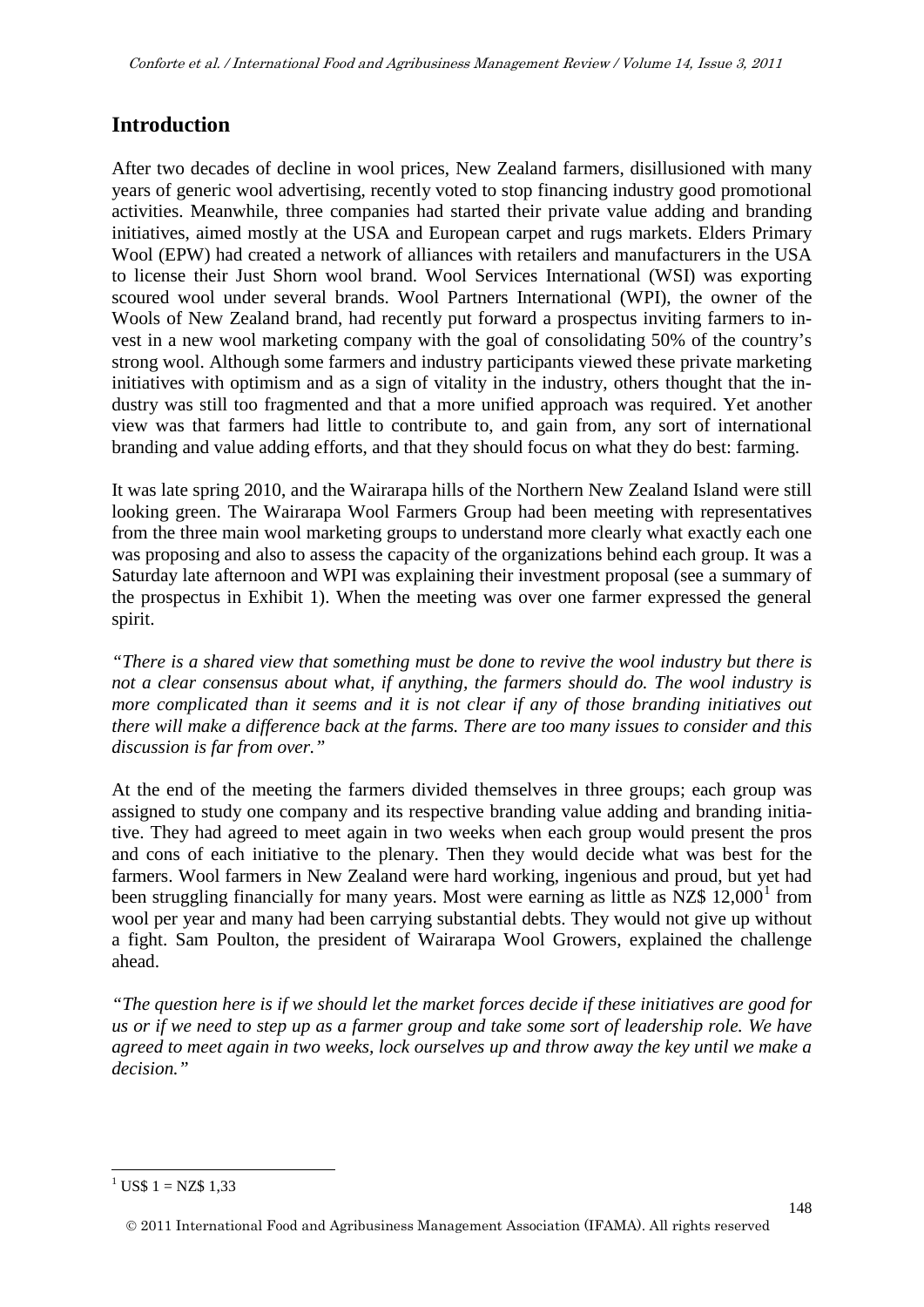## Introduction

After two decades of decline in wool prices, New Zealand farmers, disillusioned with many years of generic wool advertising, recently voted to stop financing industry good promotional activities. Meanwhile, three companies had started their private value adding and branding initiatives, aimed mostly at the USA and European carpet and rugs markets. Elders Primary Wool (EPW) had created a network of alliances with retailers and manufacturers in the USA to license their Just Shorn wool brand. Wool Services International (WSI) was exporting scoured wool under several brands. Wool Partners International (WPI), the owner of the Wools of New Zealand brand, had recently put forward a prospectus inviting farmers to invest in a new wool marketing company with the goal of consolidating 50% of the country's strong wool. Although some farmers and industry participants viewed these private marketing initiatives with optimism and as a sign of vitality in the industry, others thought that the industry was still too fragmented and that a more unified approach was required. Yet another view was that farmers had little to contribute to, and gain from, any sort of international branding and value adding efforts, and that they should focus on what they do best: farming.

It was late spring 2010, and the Wairarapa hills of the Northern New Zealand Island were still looking green. The Wairarapa Wool Farmers Group had been meeting with representatives from the three main wool marketing groups to understand more clearly what exactly each one was proposing and also to assess the capacity of the organizations behind each group. It was a Saturday late afternoon and WPI was explaining their investment proposal (see a summary of the prospectus in Exhibit 1). When the meeting was over one farmer expressed the general spirit.

*"There is a shared view that something must be done to revive the wool industry but there is not a clear consensus about what, if anything, the farmers should do. The wool industry is more complicated than it seems and it is not clear if any of those branding initiatives out there will make a difference back at the farms. There are too many issues to consider and this discussion is far from over."*

At the end of the meeting the farmers divided themselves in three groups; each group was assigned to study one company and its respective branding value adding and branding initiative. They had agreed to meet again in two weeks when each group would present the pros and cons of each initiative to the plenary. Then they would decide what was best for the farmers. Wool farmers in New Zealand were hard working, ingenious and proud, but yet had been struggling financially for many years. Most were earning as little as NZ$ 12,000[1] from wool per year and many had been carrying substantial debts. They would not give up without a fight. Sam Poulton, the president of Wairarapa Wool Growers, explained the challenge ahead.

*"The question here is if we should let the market forces decide if these initiatives are good for us or if we need to step up as a farmer group and take some sort of leadership role. We have agreed to meet again in two weeks, lock ourselves up and throw away the key until we make a decision."*

[1] US$ 1 = NZ$ 1,33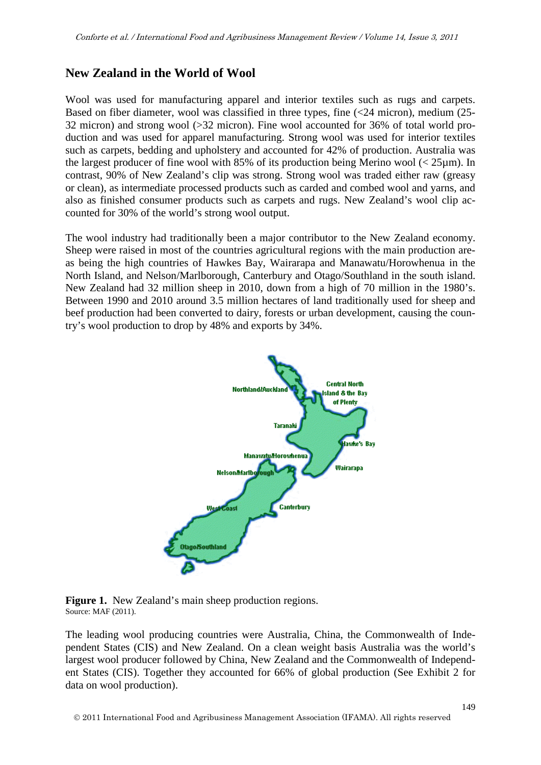## New Zealand in the World of Wool

Wool was used for manufacturing apparel and interior textiles such as rugs and carpets. Based on fiber diameter, wool was classified in three types, fine (<24 micron), medium (25-32 micron) and strong wool (>32 micron). Fine wool accounted for 36% of total world production and was used for apparel manufacturing. Strong wool was used for interior textiles such as carpets, bedding and upholstery and accounted for 42% of production. Australia was the largest producer of fine wool with 85% of its production being Merino wool (< 25µm). In contrast, 90% of New Zealand's clip was strong. Strong wool was traded either raw (greasy or clean), as intermediate processed products such as carded and combed wool and yarns, and also as finished consumer products such as carpets and rugs. New Zealand's wool clip accounted for 30% of the world's strong wool output.

The wool industry had traditionally been a major contributor to the New Zealand economy. Sheep were raised in most of the countries agricultural regions with the main production areas being the high countries of Hawkes Bay, Wairarapa and Manawatu/Horowhenua in the North Island, and Nelson/Marlborough, Canterbury and Otago/Southland in the south island. New Zealand had 32 million sheep in 2010, down from a high of 70 million in the 1980's. Between 1990 and 2010 around 3.5 million hectares of land traditionally used for sheep and beef production had been converted to dairy, forests or urban development, causing the country's wool production to drop by 48% and exports by 34%.

**Figure 1.** New Zealand's main sheep production regions.
Source: MAF (2011).

The leading wool producing countries were Australia, China, the Commonwealth of Independent States (CIS) and New Zealand. On a clean weight basis Australia was the world's largest wool producer followed by China, New Zealand and the Commonwealth of Independent States (CIS). Together they accounted for 66% of global production (See Exhibit 2 for data on wool production).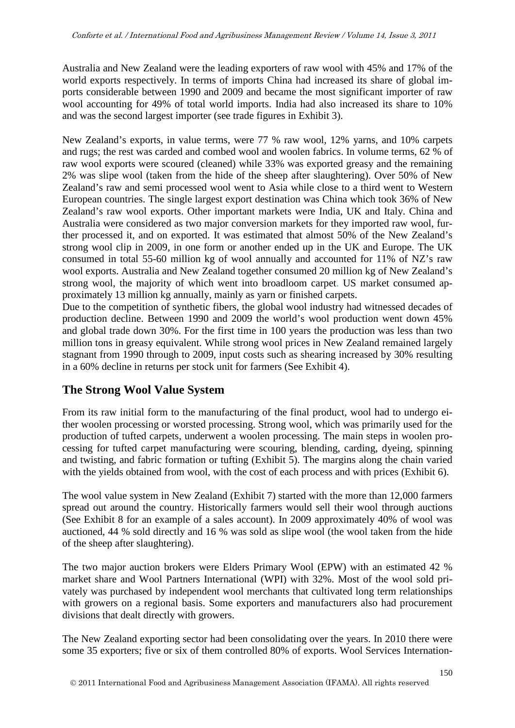Australia and New Zealand were the leading exporters of raw wool with 45% and 17% of the world exports respectively. In terms of imports China had increased its share of global imports considerable between 1990 and 2009 and became the most significant importer of raw wool accounting for 49% of total world imports. India had also increased its share to 10% and was the second largest importer (see trade figures in Exhibit 3).

New Zealand's exports, in value terms, were 77 % raw wool, 12% yarns, and 10% carpets and rugs; the rest was carded and combed wool and woolen fabrics. In volume terms, 62 % of raw wool exports were scoured (cleaned) while 33% was exported greasy and the remaining 2% was slipe wool (taken from the hide of the sheep after slaughtering). Over 50% of New Zealand's raw and semi processed wool went to Asia while close to a third went to Western European countries. The single largest export destination was China which took 36% of New Zealand's raw wool exports. Other important markets were India, UK and Italy. China and Australia were considered as two major conversion markets for they imported raw wool, further processed it, and on exported. It was estimated that almost 50% of the New Zealand's strong wool clip in 2009, in one form or another ended up in the UK and Europe. The UK consumed in total 55-60 million kg of wool annually and accounted for 11% of NZ's raw wool exports. Australia and New Zealand together consumed 20 million kg of New Zealand's strong wool, the majority of which went into broadloom carpet. US market consumed approximately 13 million kg annually, mainly as yarn or finished carpets.
Due to the competition of synthetic fibers, the global wool industry had witnessed decades of production decline. Between 1990 and 2009 the world's wool production went down 45% and global trade down 30%. For the first time in 100 years the production was less than two million tons in greasy equivalent. While strong wool prices in New Zealand remained largely stagnant from 1990 through to 2009, input costs such as shearing increased by 30% resulting in a 60% decline in returns per stock unit for farmers (See Exhibit 4).

## The Strong Wool Value System

From its raw initial form to the manufacturing of the final product, wool had to undergo either woolen processing or worsted processing. Strong wool, which was primarily used for the production of tufted carpets, underwent a woolen processing. The main steps in woolen processing for tufted carpet manufacturing were scouring, blending, carding, dyeing, spinning and twisting, and fabric formation or tufting (Exhibit 5). The margins along the chain varied with the yields obtained from wool, with the cost of each process and with prices (Exhibit 6).

The wool value system in New Zealand (Exhibit 7) started with the more than 12,000 farmers spread out around the country. Historically farmers would sell their wool through auctions (See Exhibit 8 for an example of a sales account). In 2009 approximately 40% of wool was auctioned, 44 % sold directly and 16 % was sold as slipe wool (the wool taken from the hide of the sheep after slaughtering).

The two major auction brokers were Elders Primary Wool (EPW) with an estimated 42 % market share and Wool Partners International (WPI) with 32%. Most of the wool sold privately was purchased by independent wool merchants that cultivated long term relationships with growers on a regional basis. Some exporters and manufacturers also had procurement divisions that dealt directly with growers.

The New Zealand exporting sector had been consolidating over the years. In 2010 there were some 35 exporters; five or six of them controlled 80% of exports. Wool Services Internation-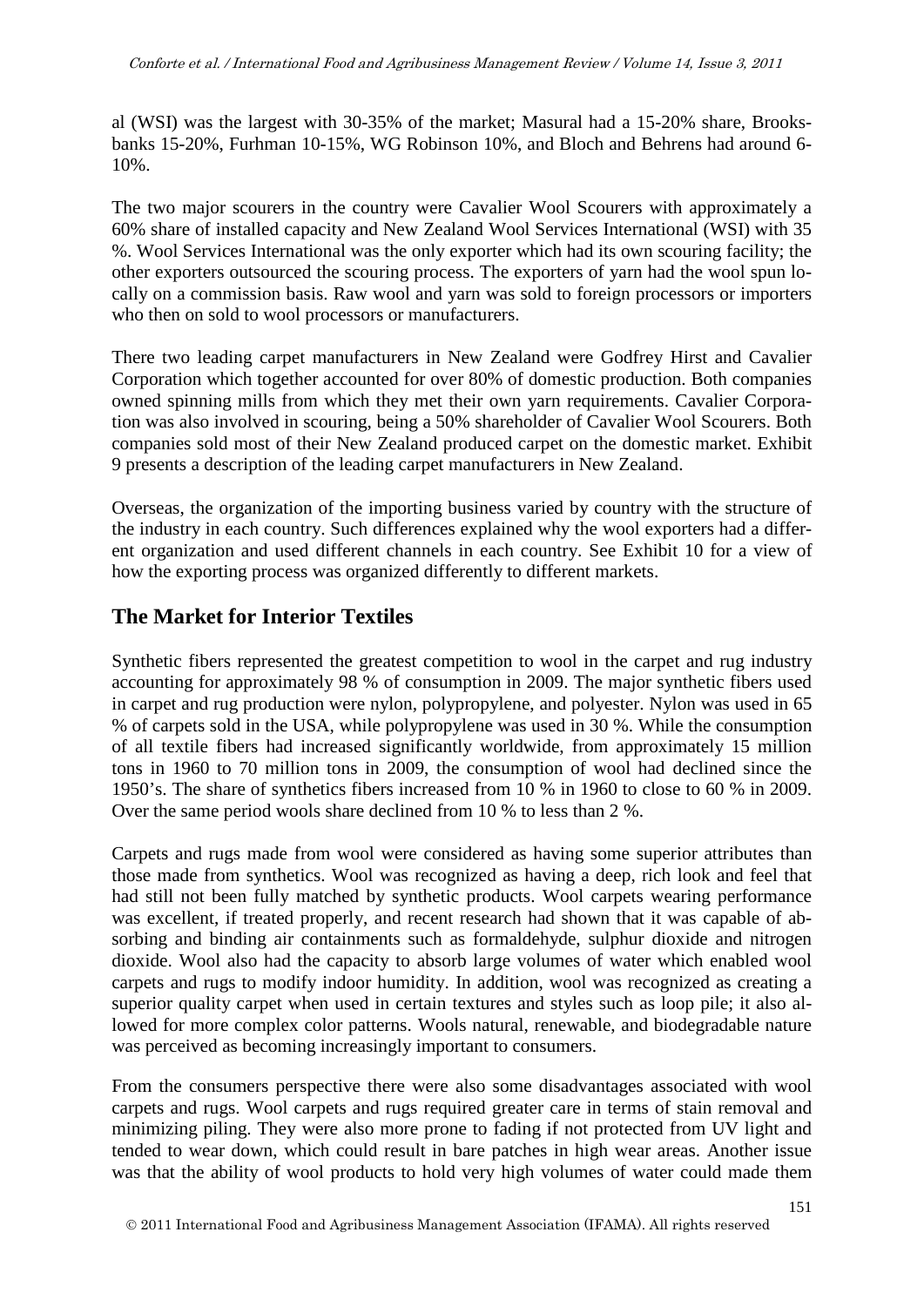al (WSI) was the largest with 30-35% of the market; Masural had a 15-20% share, Brooksbanks 15-20%, Furhman 10-15%, WG Robinson 10%, and Bloch and Behrens had around 6-10%.

The two major scourers in the country were Cavalier Wool Scourers with approximately a 60% share of installed capacity and New Zealand Wool Services International (WSI) with 35 %. Wool Services International was the only exporter which had its own scouring facility; the other exporters outsourced the scouring process. The exporters of yarn had the wool spun locally on a commission basis. Raw wool and yarn was sold to foreign processors or importers who then on sold to wool processors or manufacturers.

There two leading carpet manufacturers in New Zealand were Godfrey Hirst and Cavalier Corporation which together accounted for over 80% of domestic production. Both companies owned spinning mills from which they met their own yarn requirements. Cavalier Corporation was also involved in scouring, being a 50% shareholder of Cavalier Wool Scourers. Both companies sold most of their New Zealand produced carpet on the domestic market. Exhibit 9 presents a description of the leading carpet manufacturers in New Zealand.

Overseas, the organization of the importing business varied by country with the structure of the industry in each country. Such differences explained why the wool exporters had a different organization and used different channels in each country. See Exhibit 10 for a view of how the exporting process was organized differently to different markets.

## The Market for Interior Textiles

Synthetic fibers represented the greatest competition to wool in the carpet and rug industry accounting for approximately 98 % of consumption in 2009. The major synthetic fibers used in carpet and rug production were nylon, polypropylene, and polyester. Nylon was used in 65 % of carpets sold in the USA, while polypropylene was used in 30 %. While the consumption of all textile fibers had increased significantly worldwide, from approximately 15 million tons in 1960 to 70 million tons in 2009, the consumption of wool had declined since the 1950's. The share of synthetics fibers increased from 10 % in 1960 to close to 60 % in 2009. Over the same period wools share declined from 10 % to less than 2 %.

Carpets and rugs made from wool were considered as having some superior attributes than those made from synthetics. Wool was recognized as having a deep, rich look and feel that had still not been fully matched by synthetic products. Wool carpets wearing performance was excellent, if treated properly, and recent research had shown that it was capable of absorbing and binding air containments such as formaldehyde, sulphur dioxide and nitrogen dioxide. Wool also had the capacity to absorb large volumes of water which enabled wool carpets and rugs to modify indoor humidity. In addition, wool was recognized as creating a superior quality carpet when used in certain textures and styles such as loop pile; it also allowed for more complex color patterns. Wools natural, renewable, and biodegradable nature was perceived as becoming increasingly important to consumers.

From the consumers perspective there were also some disadvantages associated with wool carpets and rugs. Wool carpets and rugs required greater care in terms of stain removal and minimizing piling. They were also more prone to fading if not protected from UV light and tended to wear down, which could result in bare patches in high wear areas. Another issue was that the ability of wool products to hold very high volumes of water could made them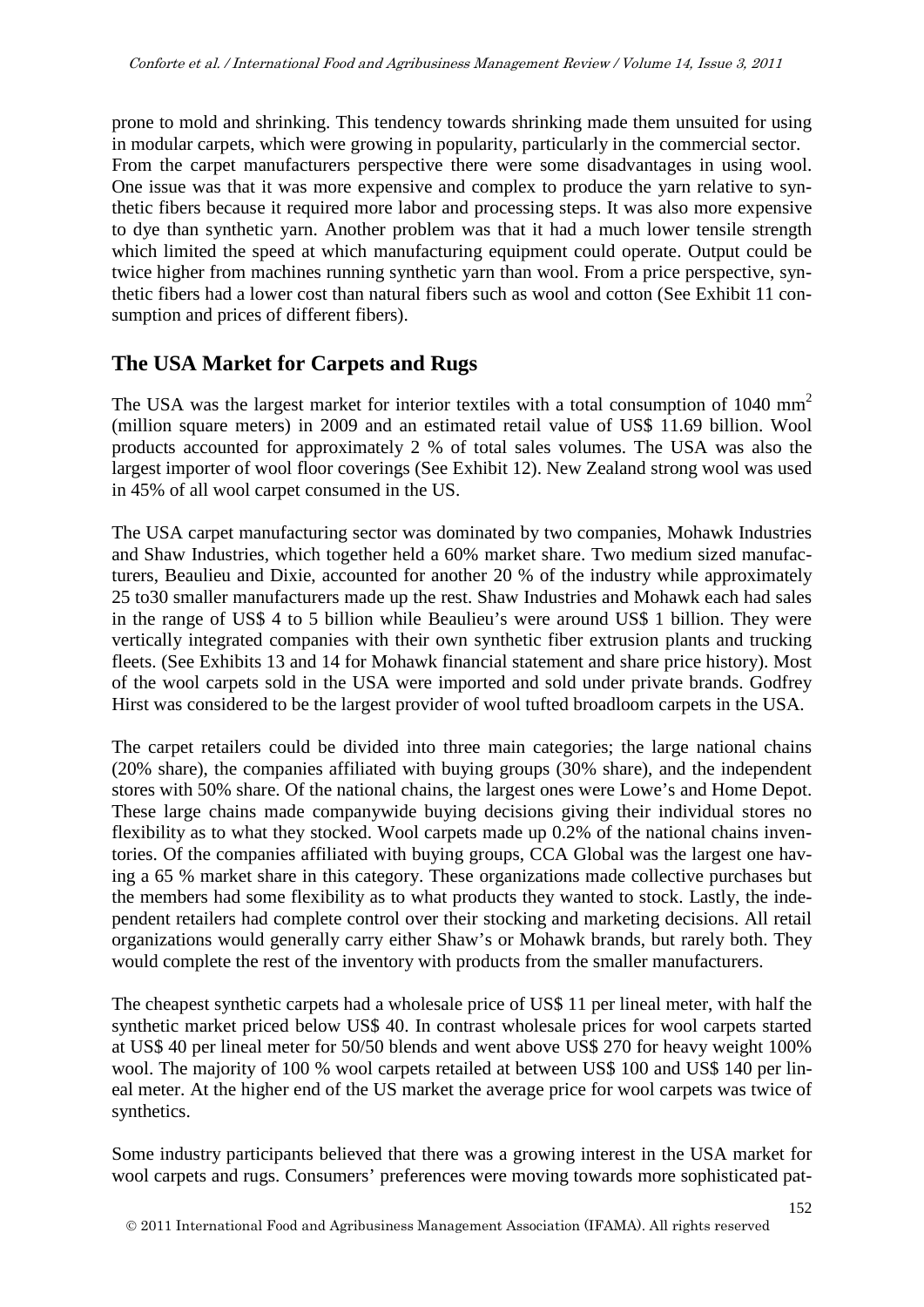prone to mold and shrinking. This tendency towards shrinking made them unsuited for using in modular carpets, which were growing in popularity, particularly in the commercial sector. From the carpet manufacturers perspective there were some disadvantages in using wool. One issue was that it was more expensive and complex to produce the yarn relative to synthetic fibers because it required more labor and processing steps. It was also more expensive to dye than synthetic yarn. Another problem was that it had a much lower tensile strength which limited the speed at which manufacturing equipment could operate. Output could be twice higher from machines running synthetic yarn than wool. From a price perspective, synthetic fibers had a lower cost than natural fibers such as wool and cotton (See Exhibit 11 consumption and prices of different fibers).

## The USA Market for Carpets and Rugs

The USA was the largest market for interior textiles with a total consumption of 1040 $mm^2$ (million square meters) in 2009 and an estimated retail value of US$ 11.69 billion. Wool products accounted for approximately 2 % of total sales volumes. The USA was also the largest importer of wool floor coverings (See Exhibit 12). New Zealand strong wool was used in 45% of all wool carpet consumed in the US.

The USA carpet manufacturing sector was dominated by two companies, Mohawk Industries and Shaw Industries, which together held a 60% market share. Two medium sized manufacturers, Beaulieu and Dixie, accounted for another 20 % of the industry while approximately 25 to30 smaller manufacturers made up the rest. Shaw Industries and Mohawk each had sales in the range of US$ 4 to 5 billion while Beaulieu's were around US$ 1 billion. They were vertically integrated companies with their own synthetic fiber extrusion plants and trucking fleets. (See Exhibits 13 and 14 for Mohawk financial statement and share price history). Most of the wool carpets sold in the USA were imported and sold under private brands. Godfrey Hirst was considered to be the largest provider of wool tufted broadloom carpets in the USA.

The carpet retailers could be divided into three main categories; the large national chains (20% share), the companies affiliated with buying groups (30% share), and the independent stores with 50% share. Of the national chains, the largest ones were Lowe's and Home Depot. These large chains made companywide buying decisions giving their individual stores no flexibility as to what they stocked. Wool carpets made up 0.2% of the national chains inventories. Of the companies affiliated with buying groups, CCA Global was the largest one having a 65 % market share in this category. These organizations made collective purchases but the members had some flexibility as to what products they wanted to stock. Lastly, the independent retailers had complete control over their stocking and marketing decisions. All retail organizations would generally carry either Shaw's or Mohawk brands, but rarely both. They would complete the rest of the inventory with products from the smaller manufacturers.

The cheapest synthetic carpets had a wholesale price of US$ 11 per lineal meter, with half the synthetic market priced below US$ 40. In contrast wholesale prices for wool carpets started at US$ 40 per lineal meter for 50/50 blends and went above US$ 270 for heavy weight 100% wool. The majority of 100 % wool carpets retailed at between US$ 100 and US$ 140 per lineal meter. At the higher end of the US market the average price for wool carpets was twice of synthetics.

Some industry participants believed that there was a growing interest in the USA market for wool carpets and rugs. Consumers' preferences were moving towards more sophisticated pat-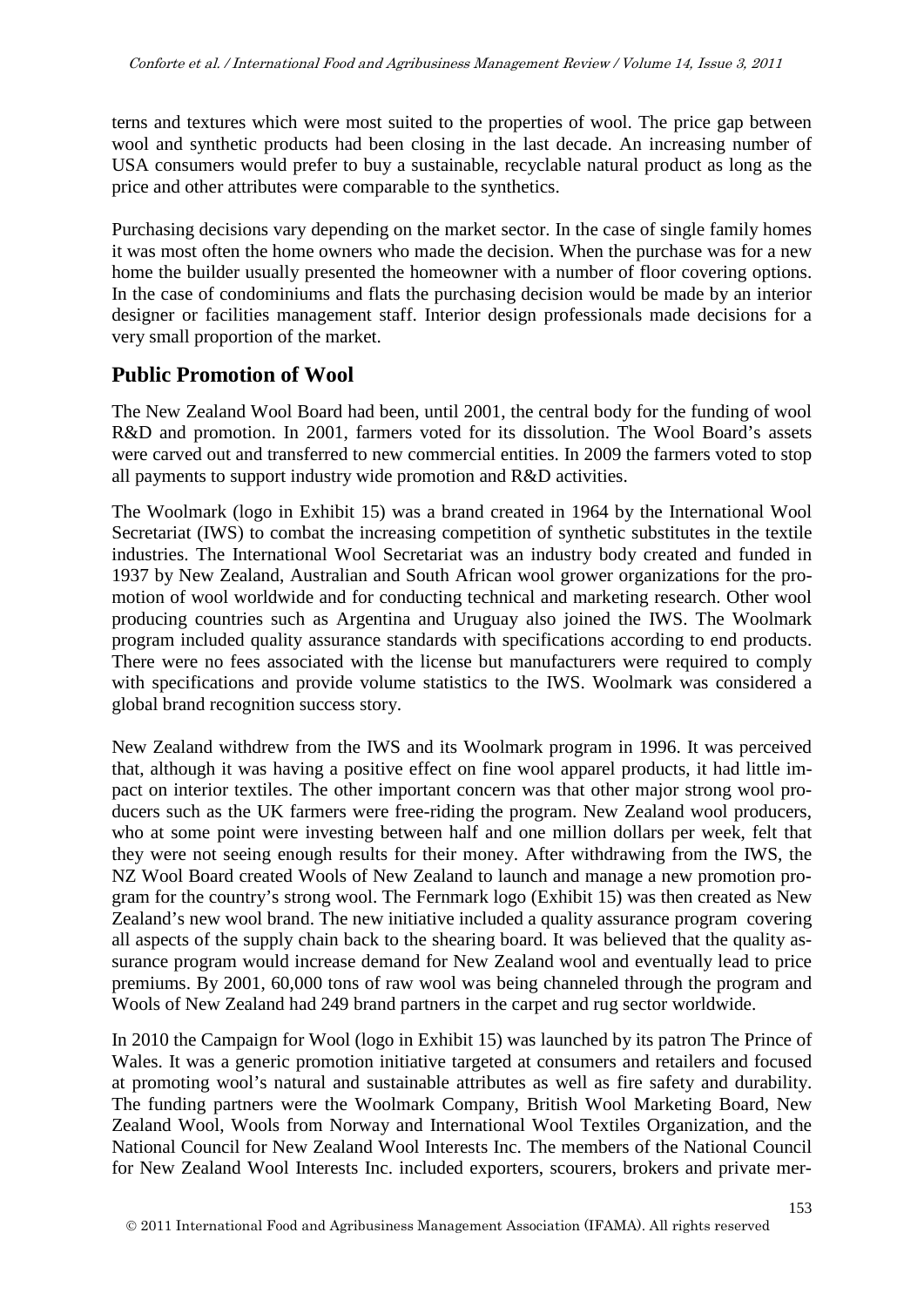terns and textures which were most suited to the properties of wool. The price gap between wool and synthetic products had been closing in the last decade. An increasing number of USA consumers would prefer to buy a sustainable, recyclable natural product as long as the price and other attributes were comparable to the synthetics.

Purchasing decisions vary depending on the market sector. In the case of single family homes it was most often the home owners who made the decision. When the purchase was for a new home the builder usually presented the homeowner with a number of floor covering options. In the case of condominiums and flats the purchasing decision would be made by an interior designer or facilities management staff. Interior design professionals made decisions for a very small proportion of the market.

## Public Promotion of Wool

The New Zealand Wool Board had been, until 2001, the central body for the funding of wool R&D and promotion. In 2001, farmers voted for its dissolution. The Wool Board's assets were carved out and transferred to new commercial entities. In 2009 the farmers voted to stop all payments to support industry wide promotion and R&D activities.

The Woolmark (logo in Exhibit 15) was a brand created in 1964 by the International Wool Secretariat (IWS) to combat the increasing competition of synthetic substitutes in the textile industries. The International Wool Secretariat was an industry body created and funded in 1937 by New Zealand, Australian and South African wool grower organizations for the promotion of wool worldwide and for conducting technical and marketing research. Other wool producing countries such as Argentina and Uruguay also joined the IWS. The Woolmark program included quality assurance standards with specifications according to end products. There were no fees associated with the license but manufacturers were required to comply with specifications and provide volume statistics to the IWS. Woolmark was considered a global brand recognition success story.

New Zealand withdrew from the IWS and its Woolmark program in 1996. It was perceived that, although it was having a positive effect on fine wool apparel products, it had little impact on interior textiles. The other important concern was that other major strong wool producers such as the UK farmers were free-riding the program. New Zealand wool producers, who at some point were investing between half and one million dollars per week, felt that they were not seeing enough results for their money. After withdrawing from the IWS, the NZ Wool Board created Wools of New Zealand to launch and manage a new promotion program for the country's strong wool. The Fernmark logo (Exhibit 15) was then created as New Zealand's new wool brand. The new initiative included a quality assurance program covering all aspects of the supply chain back to the shearing board. It was believed that the quality assurance program would increase demand for New Zealand wool and eventually lead to price premiums. By 2001, 60,000 tons of raw wool was being channeled through the program and Wools of New Zealand had 249 brand partners in the carpet and rug sector worldwide.

In 2010 the Campaign for Wool (logo in Exhibit 15) was launched by its patron The Prince of Wales. It was a generic promotion initiative targeted at consumers and retailers and focused at promoting wool's natural and sustainable attributes as well as fire safety and durability. The funding partners were the Woolmark Company, British Wool Marketing Board, New Zealand Wool, Wools from Norway and International Wool Textiles Organization, and the National Council for New Zealand Wool Interests Inc. The members of the National Council for New Zealand Wool Interests Inc. included exporters, scourers, brokers and private mer-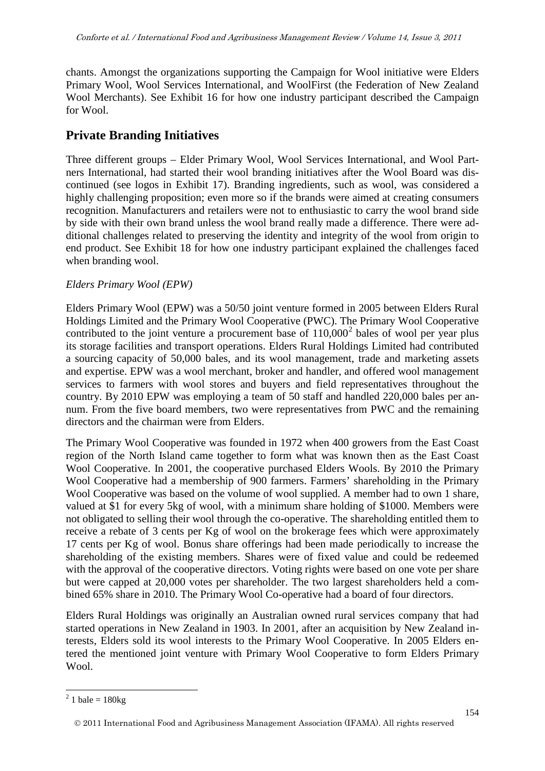chants. Amongst the organizations supporting the Campaign for Wool initiative were Elders Primary Wool, Wool Services International, and WoolFirst (the Federation of New Zealand Wool Merchants). See Exhibit 16 for how one industry participant described the Campaign for Wool.

## Private Branding Initiatives

Three different groups – Elder Primary Wool, Wool Services International, and Wool Partners International, had started their wool branding initiatives after the Wool Board was discontinued (see logos in Exhibit 17). Branding ingredients, such as wool, was considered a highly challenging proposition; even more so if the brands were aimed at creating consumers recognition. Manufacturers and retailers were not to enthusiastic to carry the wool brand side by side with their own brand unless the wool brand really made a difference. There were additional challenges related to preserving the identity and integrity of the wool from origin to end product. See Exhibit 18 for how one industry participant explained the challenges faced when branding wool.

*Elders Primary Wool (EPW)*

Elders Primary Wool (EPW) was a 50/50 joint venture formed in 2005 between Elders Rural Holdings Limited and the Primary Wool Cooperative (PWC). The Primary Wool Cooperative contributed to the joint venture a procurement base of 110,000[2] bales of wool per year plus its storage facilities and transport operations. Elders Rural Holdings Limited had contributed a sourcing capacity of 50,000 bales, and its wool management, trade and marketing assets and expertise. EPW was a wool merchant, broker and handler, and offered wool management services to farmers with wool stores and buyers and field representatives throughout the country. By 2010 EPW was employing a team of 50 staff and handled 220,000 bales per annum. From the five board members, two were representatives from PWC and the remaining directors and the chairman were from Elders.

The Primary Wool Cooperative was founded in 1972 when 400 growers from the East Coast region of the North Island came together to form what was known then as the East Coast Wool Cooperative. In 2001, the cooperative purchased Elders Wools. By 2010 the Primary Wool Cooperative had a membership of 900 farmers. Farmers' shareholding in the Primary Wool Cooperative was based on the volume of wool supplied. A member had to own 1 share, valued at $1 for every 5kg of wool, with a minimum share holding of $1000. Members were not obligated to selling their wool through the co-operative. The shareholding entitled them to receive a rebate of 3 cents per Kg of wool on the brokerage fees which were approximately 17 cents per Kg of wool. Bonus share offerings had been made periodically to increase the shareholding of the existing members. Shares were of fixed value and could be redeemed with the approval of the cooperative directors. Voting rights were based on one vote per share but were capped at 20,000 votes per shareholder. The two largest shareholders held a combined 65% share in 2010. The Primary Wool Co-operative had a board of four directors.

Elders Rural Holdings was originally an Australian owned rural services company that had started operations in New Zealand in 1903. In 2001, after an acquisition by New Zealand interests, Elders sold its wool interests to the Primary Wool Cooperative. In 2005 Elders entered the mentioned joint venture with Primary Wool Cooperative to form Elders Primary Wool.

[2] 1 bale = 180kg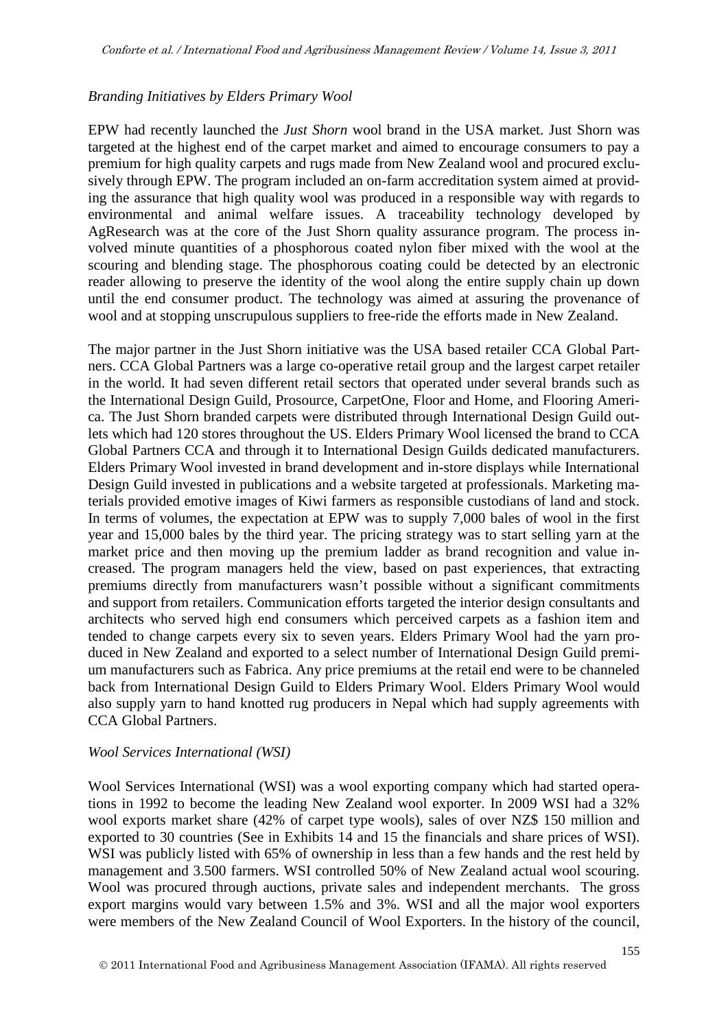*Branding Initiatives by Elders Primary Wool*

EPW had recently launched the *Just Shorn* wool brand in the USA market. Just Shorn was targeted at the highest end of the carpet market and aimed to encourage consumers to pay a premium for high quality carpets and rugs made from New Zealand wool and procured exclusively through EPW. The program included an on-farm accreditation system aimed at providing the assurance that high quality wool was produced in a responsible way with regards to environmental and animal welfare issues. A traceability technology developed by AgResearch was at the core of the Just Shorn quality assurance program. The process involved minute quantities of a phosphorous coated nylon fiber mixed with the wool at the scouring and blending stage. The phosphorous coating could be detected by an electronic reader allowing to preserve the identity of the wool along the entire supply chain up down until the end consumer product. The technology was aimed at assuring the provenance of wool and at stopping unscrupulous suppliers to free-ride the efforts made in New Zealand.

The major partner in the Just Shorn initiative was the USA based retailer CCA Global Partners. CCA Global Partners was a large co-operative retail group and the largest carpet retailer in the world. It had seven different retail sectors that operated under several brands such as the International Design Guild, Prosource, CarpetOne, Floor and Home, and Flooring America. The Just Shorn branded carpets were distributed through International Design Guild outlets which had 120 stores throughout the US. Elders Primary Wool licensed the brand to CCA Global Partners CCA and through it to International Design Guilds dedicated manufacturers. Elders Primary Wool invested in brand development and in-store displays while International Design Guild invested in publications and a website targeted at professionals. Marketing materials provided emotive images of Kiwi farmers as responsible custodians of land and stock. In terms of volumes, the expectation at EPW was to supply 7,000 bales of wool in the first year and 15,000 bales by the third year. The pricing strategy was to start selling yarn at the market price and then moving up the premium ladder as brand recognition and value increased. The program managers held the view, based on past experiences, that extracting premiums directly from manufacturers wasn't possible without a significant commitments and support from retailers. Communication efforts targeted the interior design consultants and architects who served high end consumers which perceived carpets as a fashion item and tended to change carpets every six to seven years. Elders Primary Wool had the yarn produced in New Zealand and exported to a select number of International Design Guild premium manufacturers such as Fabrica. Any price premiums at the retail end were to be channeled back from International Design Guild to Elders Primary Wool. Elders Primary Wool would also supply yarn to hand knotted rug producers in Nepal which had supply agreements with CCA Global Partners.

*Wool Services International (WSI)*

Wool Services International (WSI) was a wool exporting company which had started operations in 1992 to become the leading New Zealand wool exporter. In 2009 WSI had a 32% wool exports market share (42% of carpet type wools), sales of over NZ$ 150 million and exported to 30 countries (See in Exhibits 14 and 15 the financials and share prices of WSI). WSI was publicly listed with 65% of ownership in less than a few hands and the rest held by management and 3.500 farmers. WSI controlled 50% of New Zealand actual wool scouring. Wool was procured through auctions, private sales and independent merchants. The gross export margins would vary between 1.5% and 3%. WSI and all the major wool exporters were members of the New Zealand Council of Wool Exporters. In the history of the council,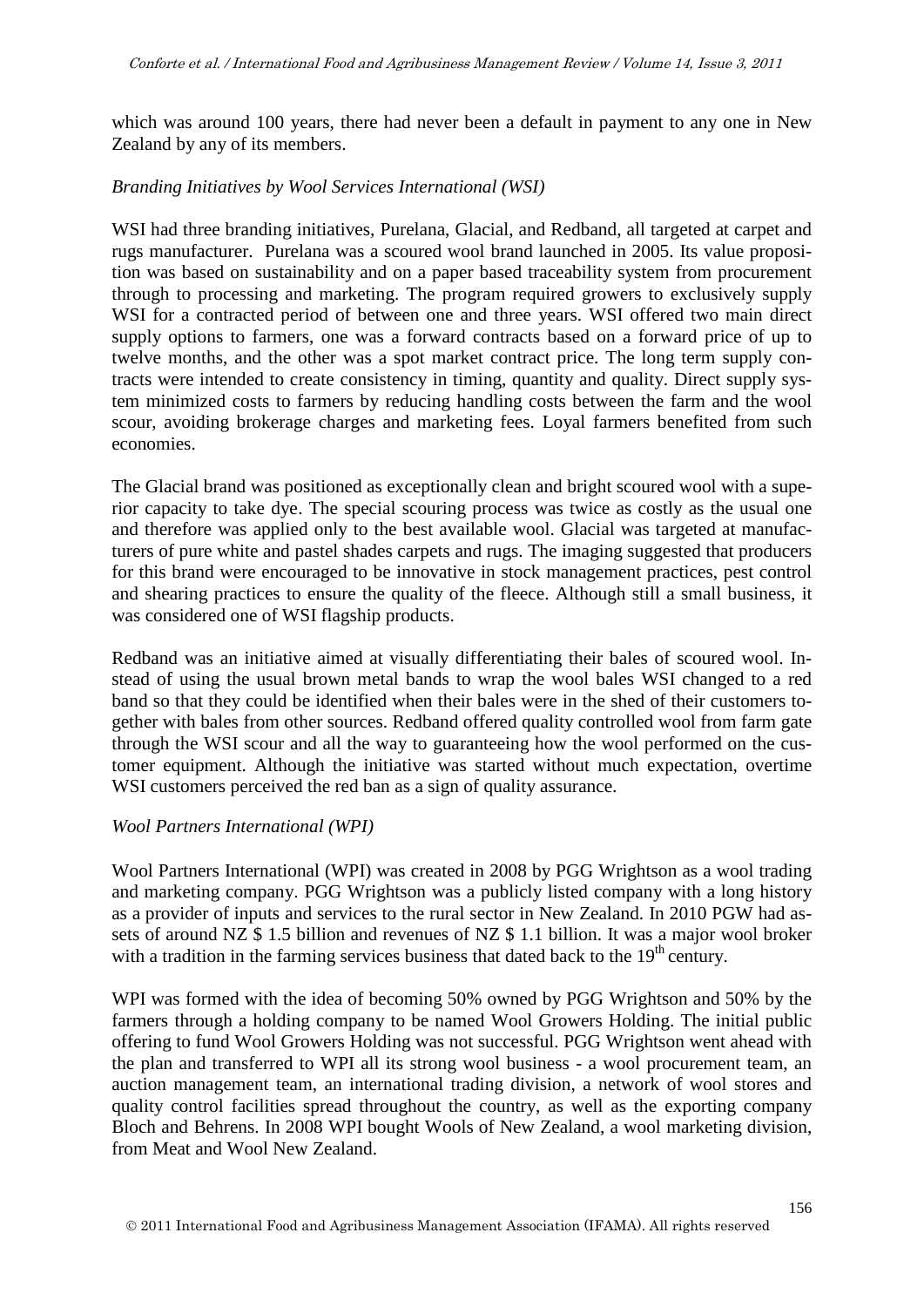which was around 100 years, there had never been a default in payment to any one in New Zealand by any of its members.

*Branding Initiatives by Wool Services International (WSI)*

WSI had three branding initiatives, Purelana, Glacial, and Redband, all targeted at carpet and rugs manufacturer. Purelana was a scoured wool brand launched in 2005. Its value proposition was based on sustainability and on a paper based traceability system from procurement through to processing and marketing. The program required growers to exclusively supply WSI for a contracted period of between one and three years. WSI offered two main direct supply options to farmers, one was a forward contracts based on a forward price of up to twelve months, and the other was a spot market contract price. The long term supply contracts were intended to create consistency in timing, quantity and quality. Direct supply system minimized costs to farmers by reducing handling costs between the farm and the wool scour, avoiding brokerage charges and marketing fees. Loyal farmers benefited from such economies.

The Glacial brand was positioned as exceptionally clean and bright scoured wool with a superior capacity to take dye. The special scouring process was twice as costly as the usual one and therefore was applied only to the best available wool. Glacial was targeted at manufacturers of pure white and pastel shades carpets and rugs. The imaging suggested that producers for this brand were encouraged to be innovative in stock management practices, pest control and shearing practices to ensure the quality of the fleece. Although still a small business, it was considered one of WSI flagship products.

Redband was an initiative aimed at visually differentiating their bales of scoured wool. Instead of using the usual brown metal bands to wrap the wool bales WSI changed to a red band so that they could be identified when their bales were in the shed of their customers together with bales from other sources. Redband offered quality controlled wool from farm gate through the WSI scour and all the way to guaranteeing how the wool performed on the customer equipment. Although the initiative was started without much expectation, overtime WSI customers perceived the red ban as a sign of quality assurance.

*Wool Partners International (WPI)*

Wool Partners International (WPI) was created in 2008 by PGG Wrightson as a wool trading and marketing company. PGG Wrightson was a publicly listed company with a long history as a provider of inputs and services to the rural sector in New Zealand. In 2010 PGW had assets of around NZ $ 1.5 billion and revenues of NZ $ 1.1 billion. It was a major wool broker with a tradition in the farming services business that dated back to the 19th century.

WPI was formed with the idea of becoming 50% owned by PGG Wrightson and 50% by the farmers through a holding company to be named Wool Growers Holding. The initial public offering to fund Wool Growers Holding was not successful. PGG Wrightson went ahead with the plan and transferred to WPI all its strong wool business - a wool procurement team, an auction management team, an international trading division, a network of wool stores and quality control facilities spread throughout the country, as well as the exporting company Bloch and Behrens. In 2008 WPI bought Wools of New Zealand, a wool marketing division, from Meat and Wool New Zealand.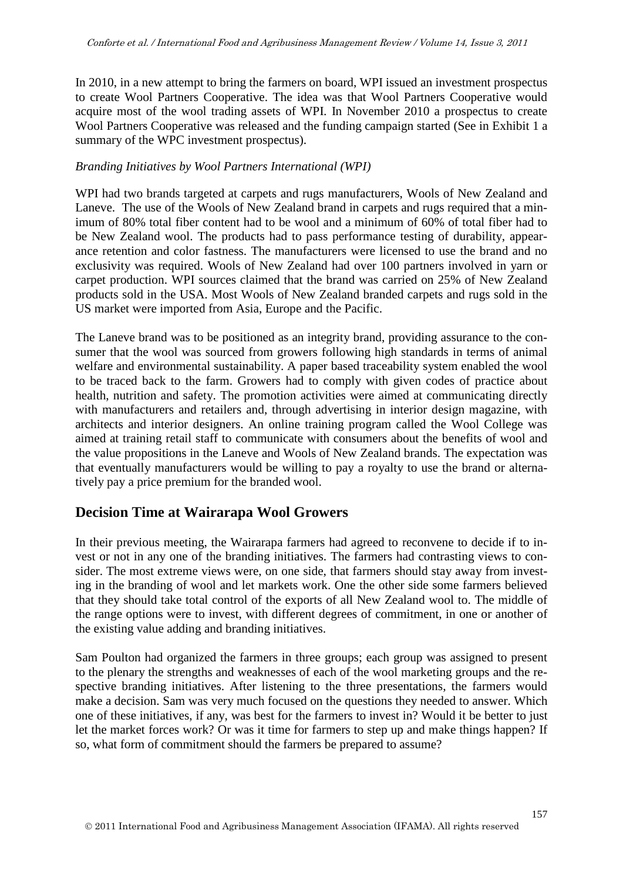In 2010, in a new attempt to bring the farmers on board, WPI issued an investment prospectus to create Wool Partners Cooperative. The idea was that Wool Partners Cooperative would acquire most of the wool trading assets of WPI. In November 2010 a prospectus to create Wool Partners Cooperative was released and the funding campaign started (See in Exhibit 1 a summary of the WPC investment prospectus).

*Branding Initiatives by Wool Partners International (WPI)*

WPI had two brands targeted at carpets and rugs manufacturers, Wools of New Zealand and Laneve. The use of the Wools of New Zealand brand in carpets and rugs required that a minimum of 80% total fiber content had to be wool and a minimum of 60% of total fiber had to be New Zealand wool. The products had to pass performance testing of durability, appearance retention and color fastness. The manufacturers were licensed to use the brand and no exclusivity was required. Wools of New Zealand had over 100 partners involved in yarn or carpet production. WPI sources claimed that the brand was carried on 25% of New Zealand products sold in the USA. Most Wools of New Zealand branded carpets and rugs sold in the US market were imported from Asia, Europe and the Pacific.

The Laneve brand was to be positioned as an integrity brand, providing assurance to the consumer that the wool was sourced from growers following high standards in terms of animal welfare and environmental sustainability. A paper based traceability system enabled the wool to be traced back to the farm. Growers had to comply with given codes of practice about health, nutrition and safety. The promotion activities were aimed at communicating directly with manufacturers and retailers and, through advertising in interior design magazine, with architects and interior designers. An online training program called the Wool College was aimed at training retail staff to communicate with consumers about the benefits of wool and the value propositions in the Laneve and Wools of New Zealand brands. The expectation was that eventually manufacturers would be willing to pay a royalty to use the brand or alternatively pay a price premium for the branded wool.

## Decision Time at Wairarapa Wool Growers

In their previous meeting, the Wairarapa farmers had agreed to reconvene to decide if to invest or not in any one of the branding initiatives. The farmers had contrasting views to consider. The most extreme views were, on one side, that farmers should stay away from investing in the branding of wool and let markets work. One the other side some farmers believed that they should take total control of the exports of all New Zealand wool to. The middle of the range options were to invest, with different degrees of commitment, in one or another of the existing value adding and branding initiatives.

Sam Poulton had organized the farmers in three groups; each group was assigned to present to the plenary the strengths and weaknesses of each of the wool marketing groups and the respective branding initiatives. After listening to the three presentations, the farmers would make a decision. Sam was very much focused on the questions they needed to answer. Which one of these initiatives, if any, was best for the farmers to invest in? Would it be better to just let the market forces work? Or was it time for farmers to step up and make things happen? If so, what form of commitment should the farmers be prepared to assume?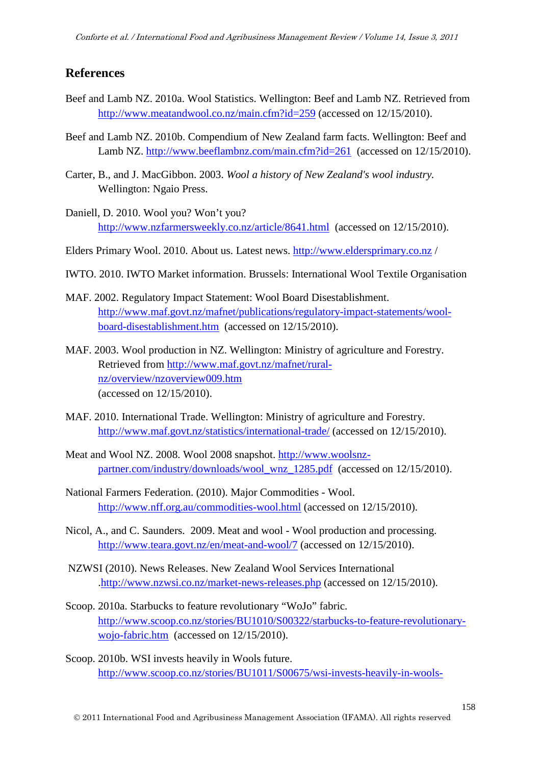## References

Beef and Lamb NZ. 2010a. Wool Statistics. Wellington: Beef and Lamb NZ. Retrieved from http://www.meatandwool.co.nz/main.cfm?id=259 (accessed on 12/15/2010).

Beef and Lamb NZ. 2010b. Compendium of New Zealand farm facts. Wellington: Beef and Lamb NZ. http://www.beeflambnz.com/main.cfm?id=261 (accessed on 12/15/2010).

Carter, B., and J. MacGibbon. 2003. *Wool a history of New Zealand's wool industry.* Wellington: Ngaio Press.

Daniell, D. 2010. Wool you? Won't you? http://www.nzfarmersweekly.co.nz/article/8641.html (accessed on 12/15/2010).

Elders Primary Wool. 2010. About us. Latest news. http://www.eldersprimary.co.nz /

IWTO. 2010. IWTO Market information. Brussels: International Wool Textile Organisation

MAF. 2002. Regulatory Impact Statement: Wool Board Disestablishment. http://www.maf.govt.nz/mafnet/publications/regulatory-impact-statements/wool-board-disestablishment.htm (accessed on 12/15/2010).

MAF. 2003. Wool production in NZ. Wellington: Ministry of agriculture and Forestry. Retrieved from http://www.maf.govt.nz/mafnet/rural-nz/overview/nzoverview009.htm (accessed on 12/15/2010).

MAF. 2010. International Trade. Wellington: Ministry of agriculture and Forestry. http://www.maf.govt.nz/statistics/international-trade/ (accessed on 12/15/2010).

Meat and Wool NZ. 2008. Wool 2008 snapshot. http://www.woolsnz-partner.com/industry/downloads/wool_wnz_1285.pdf (accessed on 12/15/2010).

National Farmers Federation. (2010). Major Commodities - Wool. http://www.nff.org.au/commodities-wool.html (accessed on 12/15/2010).

Nicol, A., and C. Saunders. 2009. Meat and wool - Wool production and processing. http://www.teara.govt.nz/en/meat-and-wool/7 (accessed on 12/15/2010).

NZWSI (2010). News Releases. New Zealand Wool Services International .http://www.nzwsi.co.nz/market-news-releases.php (accessed on 12/15/2010).

Scoop. 2010a. Starbucks to feature revolutionary "WoJo" fabric. http://www.scoop.co.nz/stories/BU1010/S00322/starbucks-to-feature-revolutionary-wojo-fabric.htm (accessed on 12/15/2010).

Scoop. 2010b. WSI invests heavily in Wools future. http://www.scoop.co.nz/stories/BU1011/S00675/wsi-invests-heavily-in-wools-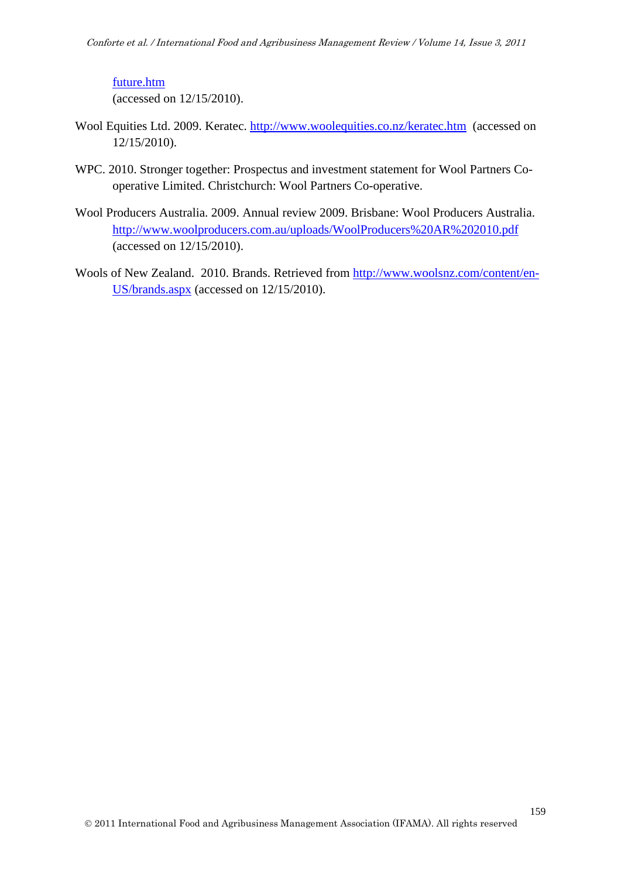future.htm
(accessed on 12/15/2010).

Wool Equities Ltd. 2009. Keratec. http://www.woolequities.co.nz/keratec.htm (accessed on 12/15/2010).

WPC. 2010. Stronger together: Prospectus and investment statement for Wool Partners Co-operative Limited. Christchurch: Wool Partners Co-operative.

Wool Producers Australia. 2009. Annual review 2009. Brisbane: Wool Producers Australia. http://www.woolproducers.com.au/uploads/WoolProducers%20AR%202010.pdf (accessed on 12/15/2010).

Wools of New Zealand. 2010. Brands. Retrieved from http://www.woolsnz.com/content/en-US/brands.aspx (accessed on 12/15/2010).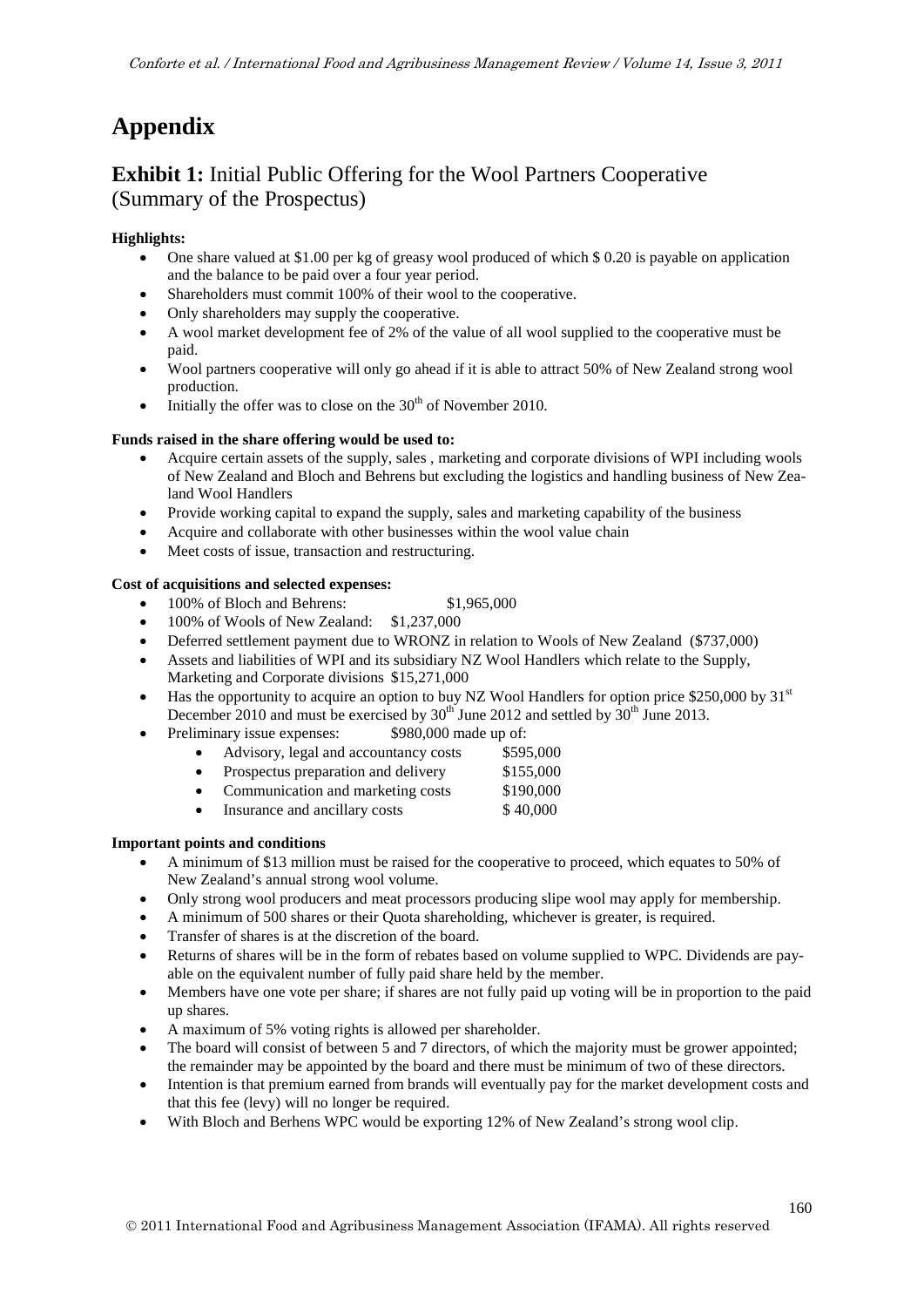# Appendix

## Exhibit 1: Initial Public Offering for the Wool Partners Cooperative (Summary of the Prospectus)

**Highlights:**

- One share valued at $1.00 per kg of greasy wool produced of which $ 0.20 is payable on application and the balance to be paid over a four year period.
- Shareholders must commit 100% of their wool to the cooperative.
- Only shareholders may supply the cooperative.
- A wool market development fee of 2% of the value of all wool supplied to the cooperative must be paid.
- Wool partners cooperative will only go ahead if it is able to attract 50% of New Zealand strong wool production.
- Initially the offer was to close on the 30th of November 2010.

**Funds raised in the share offering would be used to:**

- Acquire certain assets of the supply, sales , marketing and corporate divisions of WPI including wools of New Zealand and Bloch and Behrens but excluding the logistics and handling business of New Zealand Wool Handlers
- Provide working capital to expand the supply, sales and marketing capability of the business
- Acquire and collaborate with other businesses within the wool value chain
- Meet costs of issue, transaction and restructuring.

**Cost of acquisitions and selected expenses:**

- 100% of Bloch and Behrens: $1,965,000
- 100% of Wools of New Zealand: $1,237,000
- Deferred settlement payment due to WRONZ in relation to Wools of New Zealand ($737,000)
- Assets and liabilities of WPI and its subsidiary NZ Wool Handlers which relate to the Supply, Marketing and Corporate divisions $15,271,000
- Has the opportunity to acquire an option to buy NZ Wool Handlers for option price $250,000 by 31st December 2010 and must be exercised by 30th June 2012 and settled by 30th June 2013.
- Preliminary issue expenses: $980,000 made up of:
    - Advisory, legal and accountancy costs $595,000
    - Prospectus preparation and delivery $155,000
    - Communication and marketing costs $190,000
    - Insurance and ancillary costs $ 40,000

**Important points and conditions**

- A minimum of $13 million must be raised for the cooperative to proceed, which equates to 50% of New Zealand's annual strong wool volume.
- Only strong wool producers and meat processors producing slipe wool may apply for membership.
- A minimum of 500 shares or their Quota shareholding, whichever is greater, is required.
- Transfer of shares is at the discretion of the board.
- Returns of shares will be in the form of rebates based on volume supplied to WPC. Dividends are payable on the equivalent number of fully paid share held by the member.
- Members have one vote per share; if shares are not fully paid up voting will be in proportion to the paid up shares.
- A maximum of 5% voting rights is allowed per shareholder.
- The board will consist of between 5 and 7 directors, of which the majority must be grower appointed; the remainder may be appointed by the board and there must be minimum of two of these directors.
- Intention is that premium earned from brands will eventually pay for the market development costs and that this fee (levy) will no longer be required.
- With Bloch and Berhens WPC would be exporting 12% of New Zealand's strong wool clip.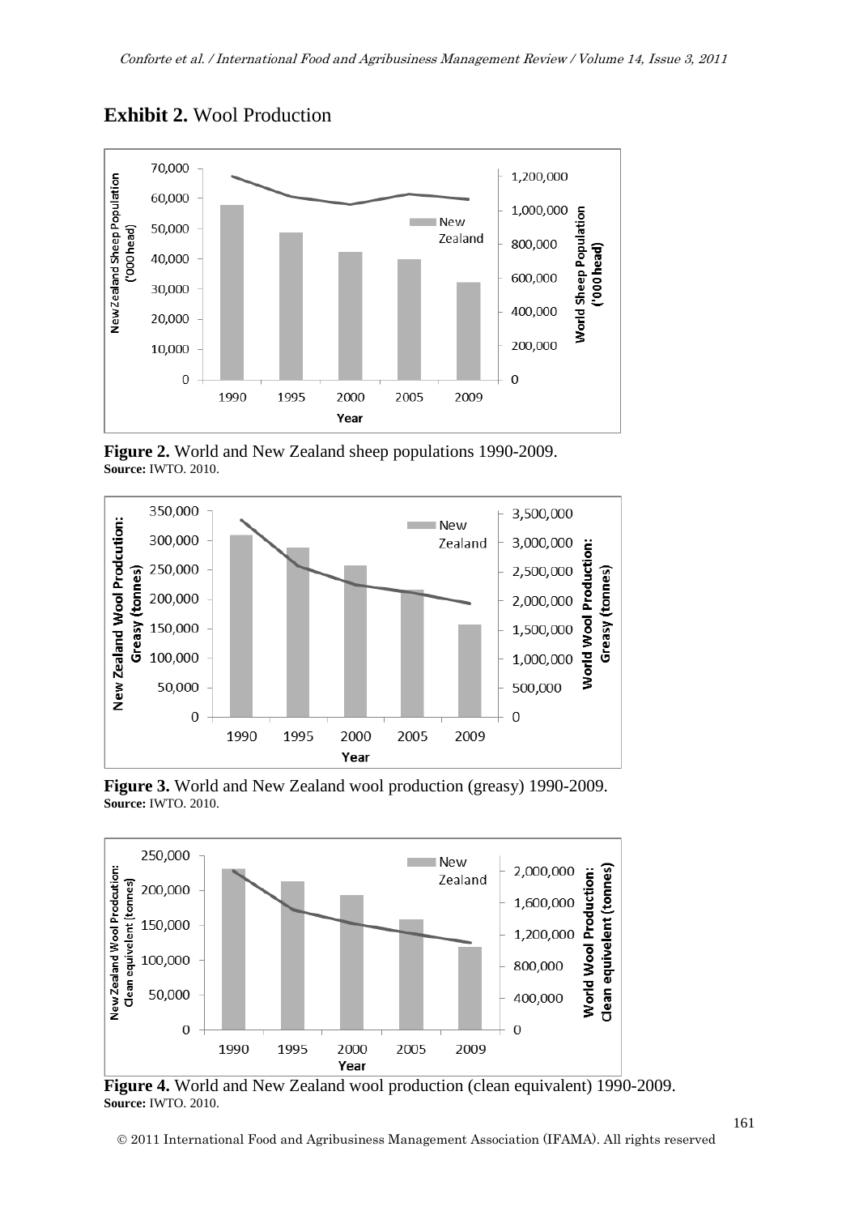**Exhibit 2.** Wool Production

**Figure 2.** World and New Zealand sheep populations 1990-2009.
**Source:** IWTO. 2010.

**Figure 3.** World and New Zealand wool production (greasy) 1990-2009.
**Source:** IWTO. 2010.

**Figure 4.** World and New Zealand wool production (clean equivalent) 1990-2009.
**Source:** IWTO. 2010.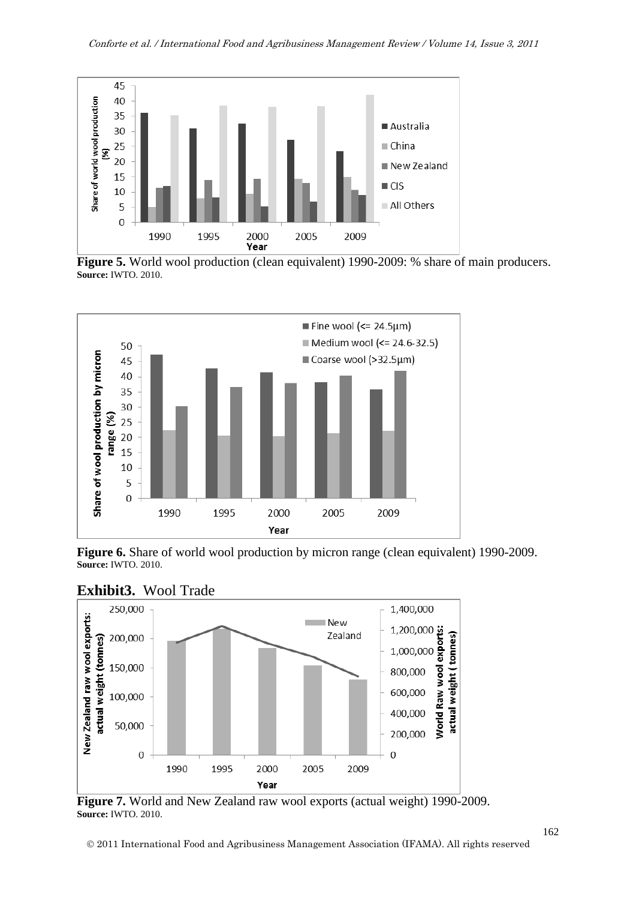**Figure 5.** World wool production (clean equivalent) 1990-2009: % share of main producers.
**Source:** IWTO. 2010.

**Figure 6.** Share of world wool production by micron range (clean equivalent) 1990-2009.
**Source:** IWTO. 2010.

## Exhibit3. Wool Trade

**Figure 7.** World and New Zealand raw wool exports (actual weight) 1990-2009.
**Source:** IWTO. 2010.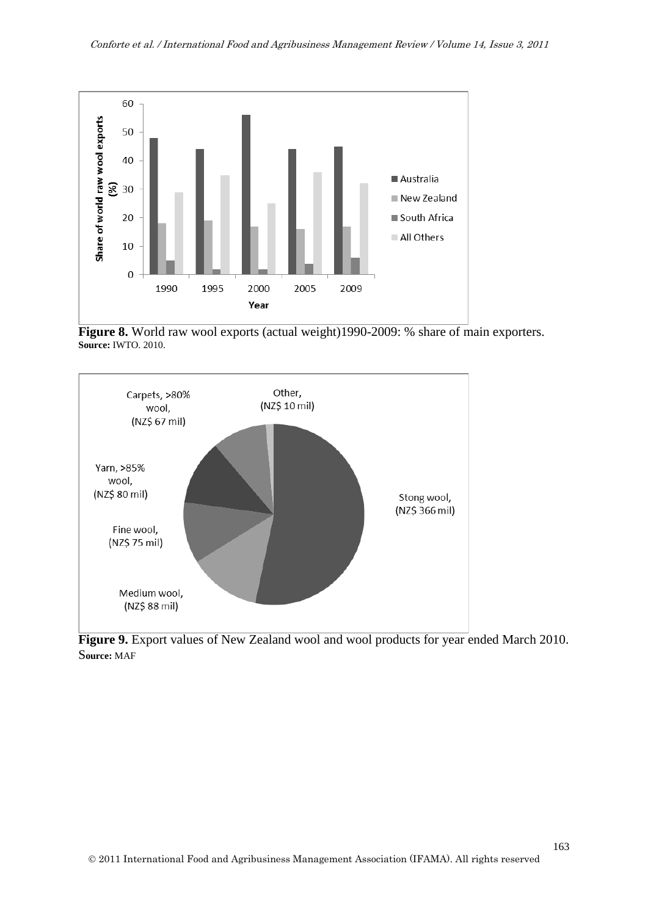**Figure 8.** World raw wool exports (actual weight)1990-2009: % share of main exporters.
**Source:** IWTO. 2010.

**Figure 9.** Export values of New Zealand wool and wool products for year ended March 2010.
**Source:** MAF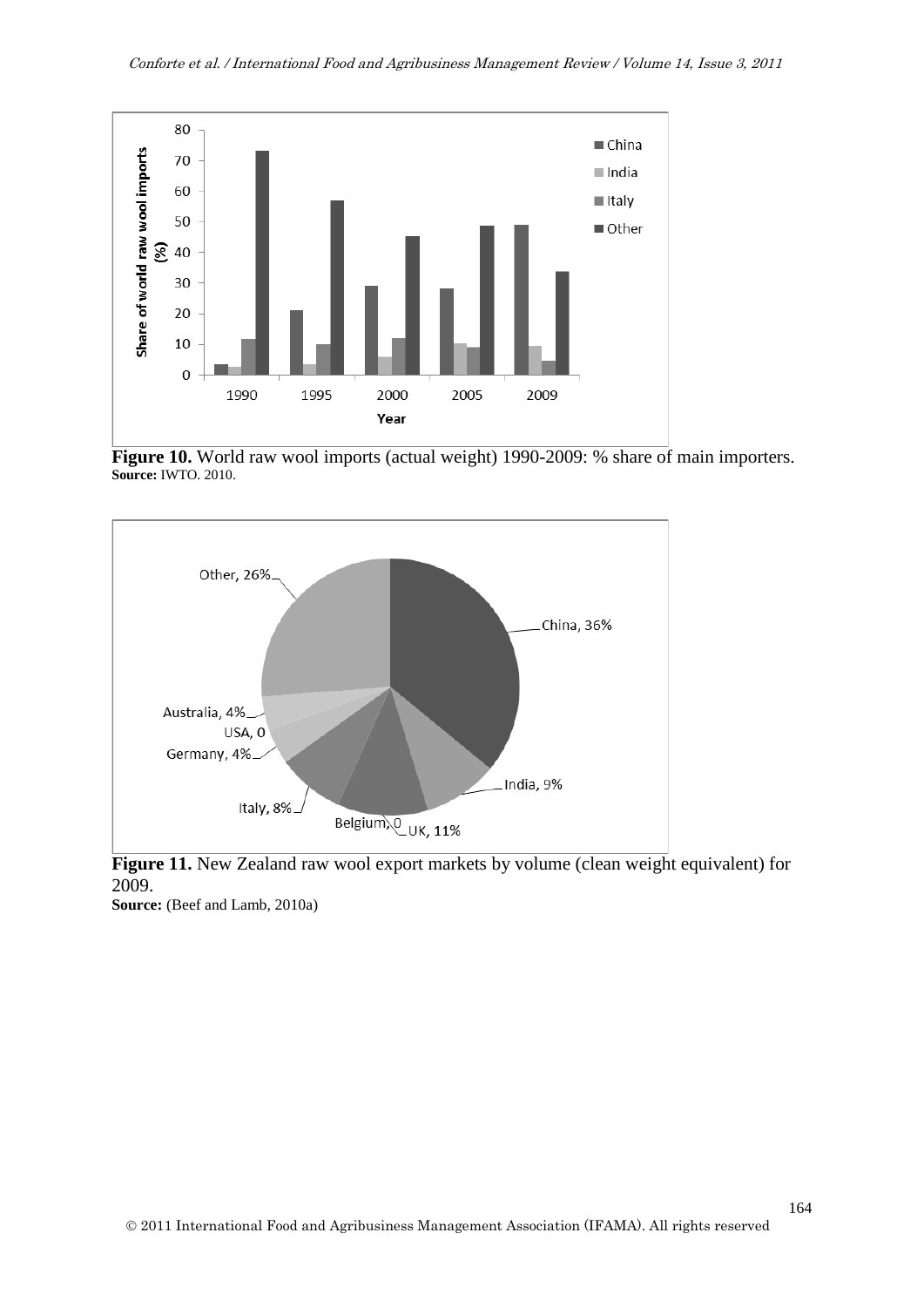**Figure 10.** World raw wool imports (actual weight) 1990-2009: % share of main importers.
**Source:** IWTO. 2010.

**Figure 11.** New Zealand raw wool export markets by volume (clean weight equivalent) for 2009.
**Source:** (Beef and Lamb, 2010a)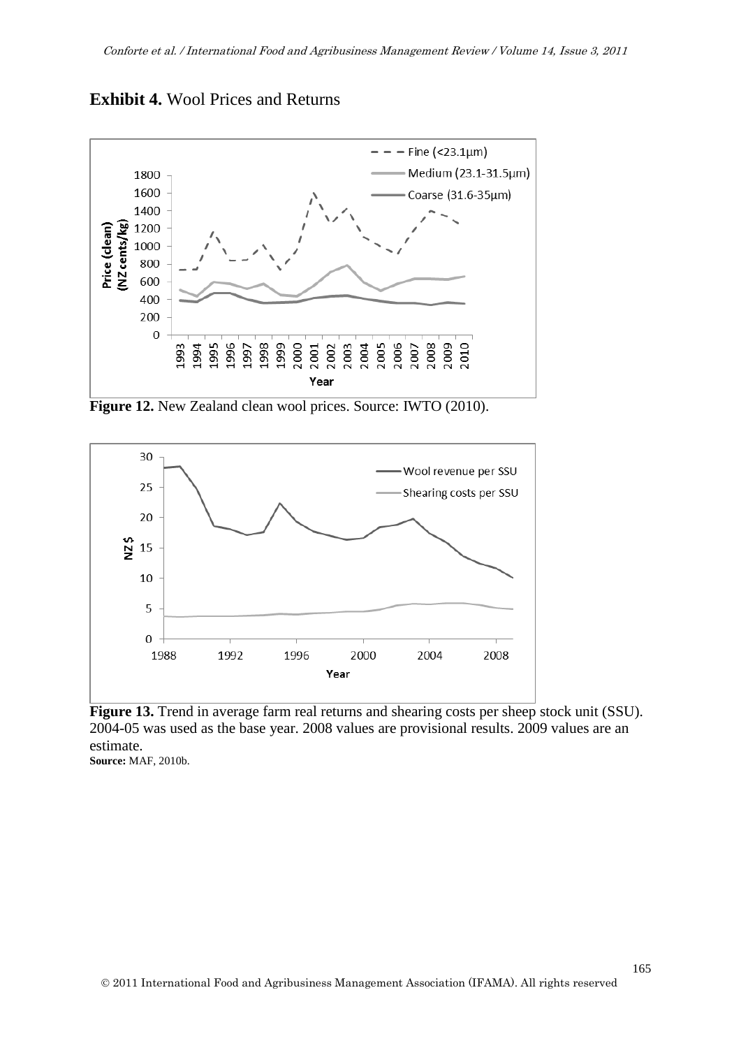## **Exhibit 4.** Wool Prices and Returns

**Figure 12.** New Zealand clean wool prices. Source: IWTO (2010).

**Figure 13.** Trend in average farm real returns and shearing costs per sheep stock unit (SSU). 2004-05 was used as the base year. 2008 values are provisional results. 2009 values are an estimate.

**Source:** MAF, 2010b.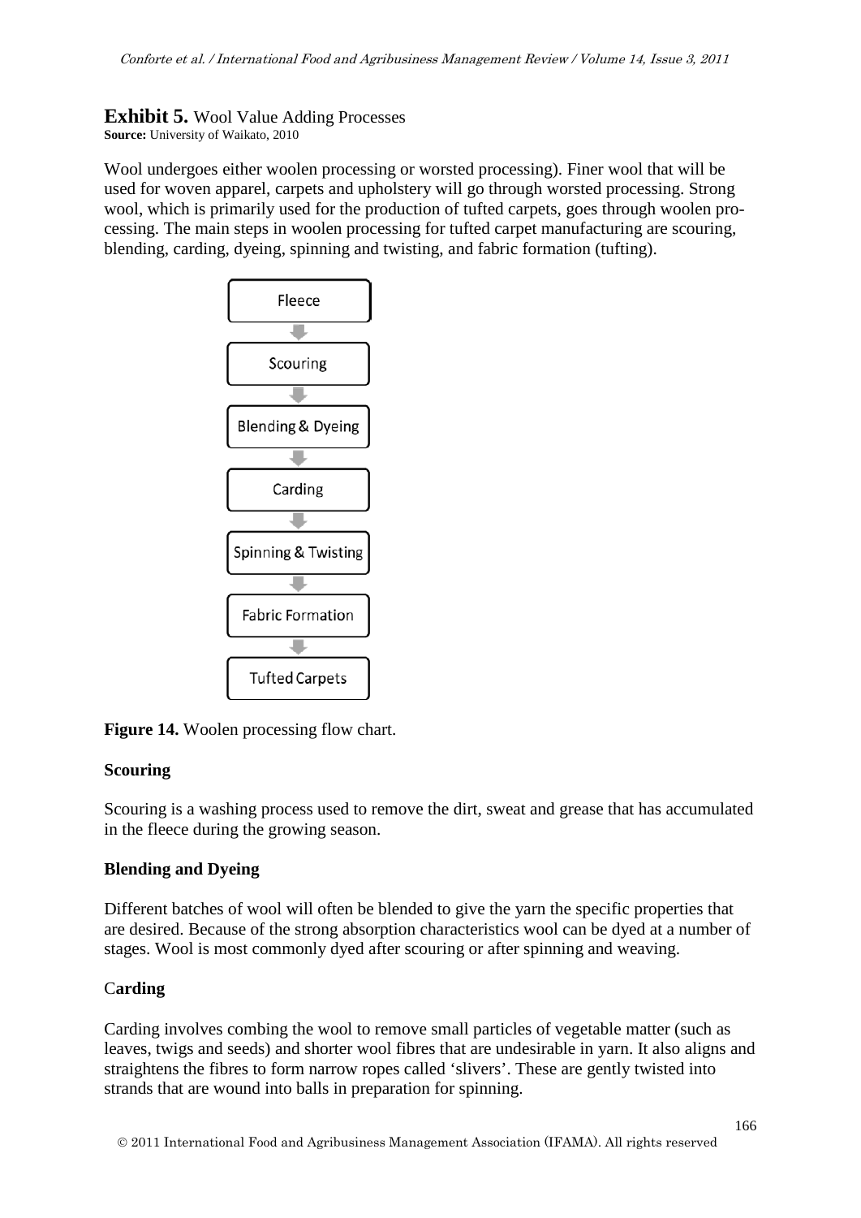**Exhibit 5.** Wool Value Adding Processes
**Source:** University of Waikato, 2010

Wool undergoes either woolen processing or worsted processing). Finer wool that will be used for woven apparel, carpets and upholstery will go through worsted processing. Strong wool, which is primarily used for the production of tufted carpets, goes through woolen processing. The main steps in woolen processing for tufted carpet manufacturing are scouring, blending, carding, dyeing, spinning and twisting, and fabric formation (tufting).

Fleece → Scouring → Blending & Dyeing → Carding → Spinning & Twisting → Fabric Formation → Tufted Carpets

**Figure 14.** Woolen processing flow chart.

**Scouring**

Scouring is a washing process used to remove the dirt, sweat and grease that has accumulated in the fleece during the growing season.

**Blending and Dyeing**

Different batches of wool will often be blended to give the yarn the specific properties that are desired. Because of the strong absorption characteristics wool can be dyed at a number of stages. Wool is most commonly dyed after scouring or after spinning and weaving.

**Carding**

Carding involves combing the wool to remove small particles of vegetable matter (such as leaves, twigs and seeds) and shorter wool fibres that are undesirable in yarn. It also aligns and straightens the fibres to form narrow ropes called 'slivers'. These are gently twisted into strands that are wound into balls in preparation for spinning.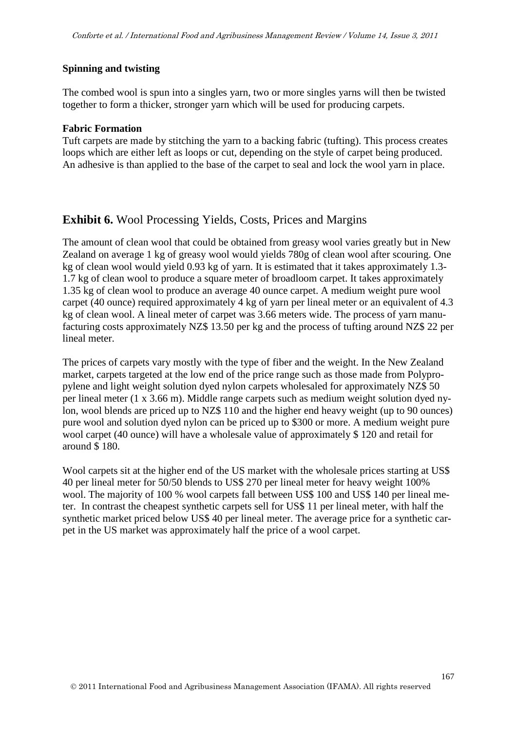**Spinning and twisting**

The combed wool is spun into a singles yarn, two or more singles yarns will then be twisted together to form a thicker, stronger yarn which will be used for producing carpets.

**Fabric Formation**

Tuft carpets are made by stitching the yarn to a backing fabric (tufting). This process creates loops which are either left as loops or cut, depending on the style of carpet being produced. An adhesive is than applied to the base of the carpet to seal and lock the wool yarn in place.

## **Exhibit 6.** Wool Processing Yields, Costs, Prices and Margins

The amount of clean wool that could be obtained from greasy wool varies greatly but in New Zealand on average 1 kg of greasy wool would yields 780g of clean wool after scouring. One kg of clean wool would yield 0.93 kg of yarn. It is estimated that it takes approximately 1.3-1.7 kg of clean wool to produce a square meter of broadloom carpet. It takes approximately 1.35 kg of clean wool to produce an average 40 ounce carpet. A medium weight pure wool carpet (40 ounce) required approximately 4 kg of yarn per lineal meter or an equivalent of 4.3 kg of clean wool. A lineal meter of carpet was 3.66 meters wide. The process of yarn manufacturing costs approximately NZ$ 13.50 per kg and the process of tufting around NZ$ 22 per lineal meter.

The prices of carpets vary mostly with the type of fiber and the weight. In the New Zealand market, carpets targeted at the low end of the price range such as those made from Polypropylene and light weight solution dyed nylon carpets wholesaled for approximately NZ$ 50 per lineal meter (1 x 3.66 m). Middle range carpets such as medium weight solution dyed nylon, wool blends are priced up to NZ$ 110 and the higher end heavy weight (up to 90 ounces) pure wool and solution dyed nylon can be priced up to $300 or more. A medium weight pure wool carpet (40 ounce) will have a wholesale value of approximately $ 120 and retail for around $ 180.

Wool carpets sit at the higher end of the US market with the wholesale prices starting at US$ 40 per lineal meter for 50/50 blends to US$ 270 per lineal meter for heavy weight 100% wool. The majority of 100 % wool carpets fall between US$ 100 and US$ 140 per lineal meter. In contrast the cheapest synthetic carpets sell for US$ 11 per lineal meter, with half the synthetic market priced below US$ 40 per lineal meter. The average price for a synthetic carpet in the US market was approximately half the price of a wool carpet.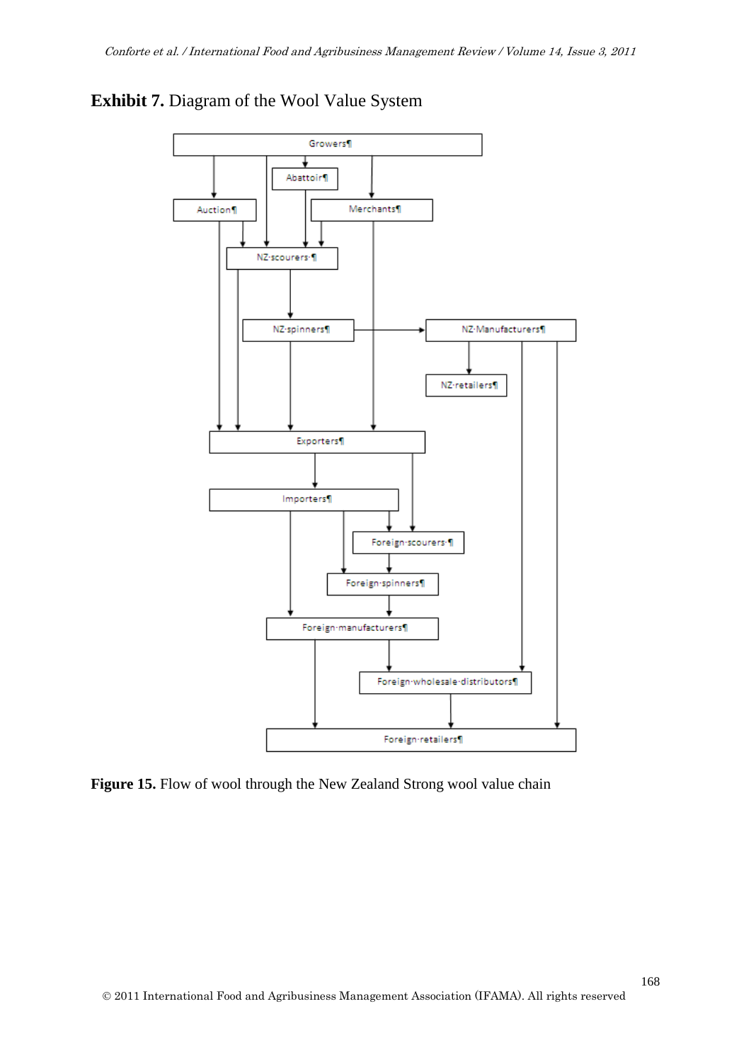**Exhibit 7.** Diagram of the Wool Value System

**Figure 15.** Flow of wool through the New Zealand Strong wool value chain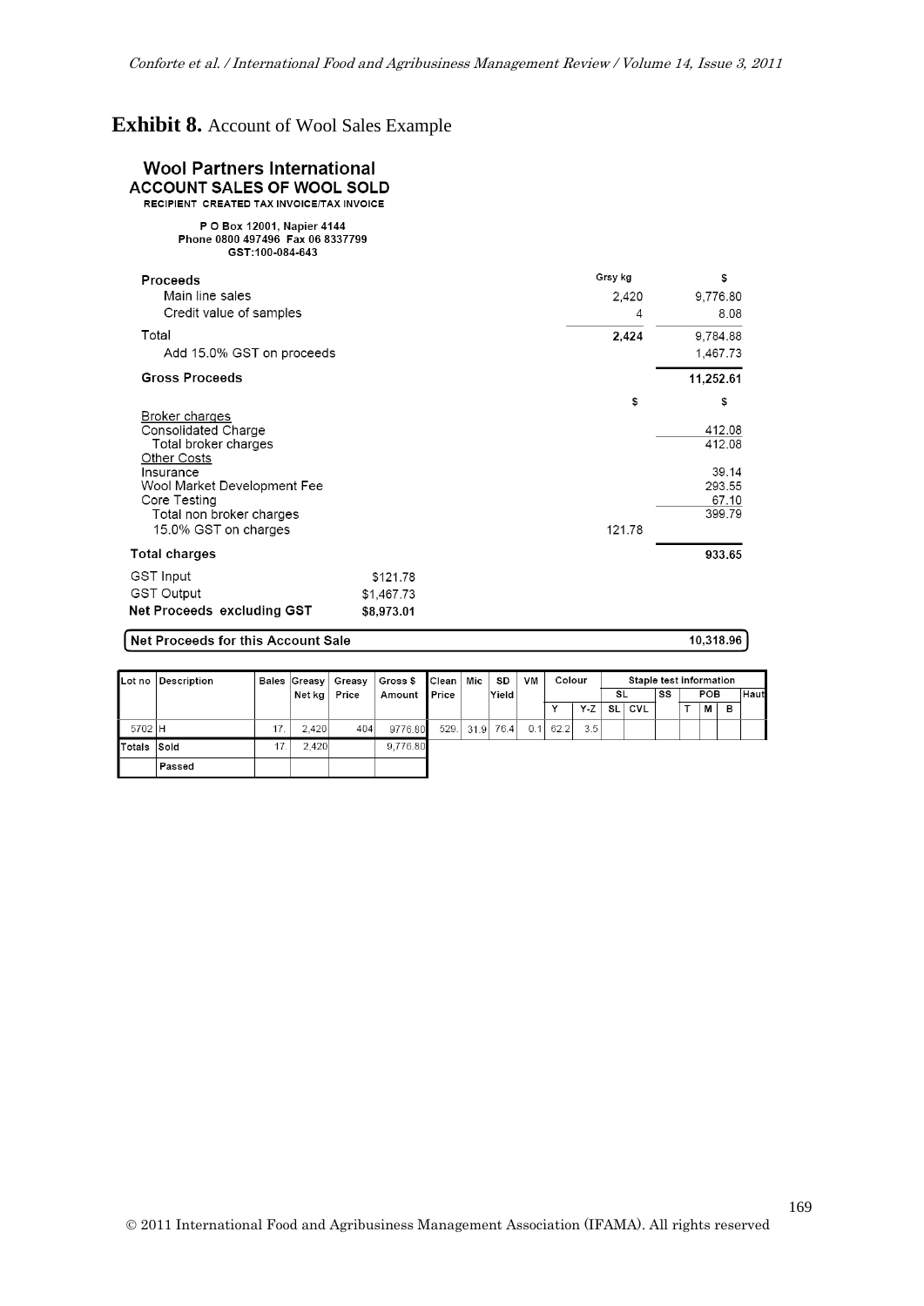# Exhibit 8. Account of Wool Sales Example

**Wool Partners International**
**ACCOUNT SALES OF WOOL SOLD**
RECIPIENT CREATED TAX INVOICE/TAX INVOICE

P O Box 12001, Napier 4144
Phone 0800 497496 Fax 06 8337799
GST:100-084-643

| | | Grsy kg | $ |
|---|---|---|---|
| **Proceeds** | | | |
| Main line sales | | 2,420 | 9,776.80 |
| Credit value of samples | | 4 | 8.08 |
| Total | | **2,424** | 9,784.88 |
| Add 15.0% GST on proceeds | | | 1,467.73 |
| **Gross Proceeds** | | | **11,252.61** |
| | | $ | $ |
| Broker charges | | | |
| Consolidated Charge | | | 412.08 |
| Total broker charges | | | 412.08 |
| Other Costs | | | |
| Insurance | | | 39.14 |
| Wool Market Development Fee | | | 293.55 |
| Core Testing | | | 67.10 |
| Total non broker charges | | | 399.79 |
| 15.0% GST on charges | | 121.78 | |
| **Total charges** | | | **933.65** |
| GST Input | $121.78 | | |
| GST Output | $1,467.73 | | |
| **Net Proceeds excluding GST** | **$8,973.01** | | |
| **Net Proceeds for this Account Sale** | | | **10,318.96** |

| Lot no | Description | Bales | Greasy Net kg | Greasy Price | Gross $ Amount | Clean Price | Mic | SD Yield | VM | Colour | | Staple test information | | | | | | | |
|---|---|---|---|---|---|---|---|---|---|---|---|---|---|---|---|---|---|---|---|
| | | | | | | | | | | | | SL | | SS | POB | | | Haut |
| | | | | | | | | | | Y | Y-Z | SL | CVL | | T | M | B | |
| 5702 | H | 17. | 2,420 | 404 | 9776.80 | 529. | 31.9 | 76.4 | 0.1 | 62.2 | 3.5 | | | | | | | |
| Totals | Sold | 17. | 2,420 | | 9,776.80 | | | | | | | | | | | | | |
| | Passed | | | | | | | | | | | | | | | | | |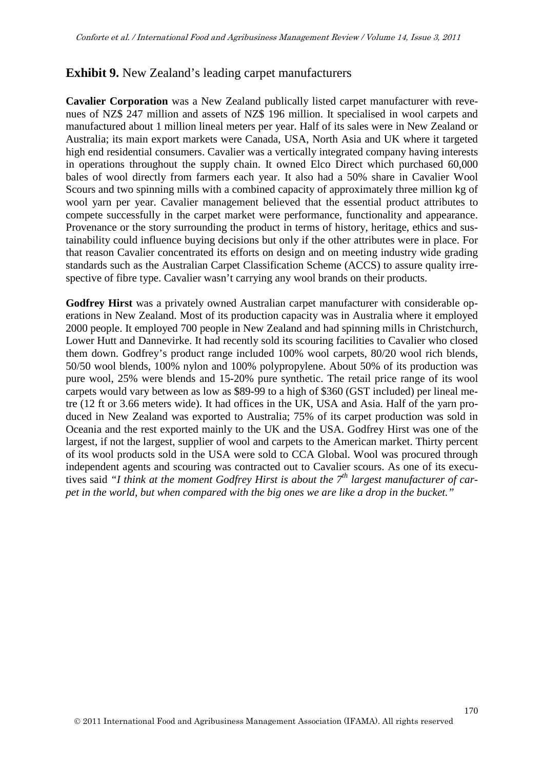## **Exhibit 9.** New Zealand's leading carpet manufacturers

**Cavalier Corporation** was a New Zealand publically listed carpet manufacturer with revenues of NZ$ 247 million and assets of NZ$ 196 million. It specialised in wool carpets and manufactured about 1 million lineal meters per year. Half of its sales were in New Zealand or Australia; its main export markets were Canada, USA, North Asia and UK where it targeted high end residential consumers. Cavalier was a vertically integrated company having interests in operations throughout the supply chain. It owned Elco Direct which purchased 60,000 bales of wool directly from farmers each year. It also had a 50% share in Cavalier Wool Scours and two spinning mills with a combined capacity of approximately three million kg of wool yarn per year. Cavalier management believed that the essential product attributes to compete successfully in the carpet market were performance, functionality and appearance. Provenance or the story surrounding the product in terms of history, heritage, ethics and sustainability could influence buying decisions but only if the other attributes were in place. For that reason Cavalier concentrated its efforts on design and on meeting industry wide grading standards such as the Australian Carpet Classification Scheme (ACCS) to assure quality irrespective of fibre type. Cavalier wasn't carrying any wool brands on their products.

**Godfrey Hirst** was a privately owned Australian carpet manufacturer with considerable operations in New Zealand. Most of its production capacity was in Australia where it employed 2000 people. It employed 700 people in New Zealand and had spinning mills in Christchurch, Lower Hutt and Dannevirke. It had recently sold its scouring facilities to Cavalier who closed them down. Godfrey's product range included 100% wool carpets, 80/20 wool rich blends, 50/50 wool blends, 100% nylon and 100% polypropylene. About 50% of its production was pure wool, 25% were blends and 15-20% pure synthetic. The retail price range of its wool carpets would vary between as low as $89-99 to a high of $360 (GST included) per lineal metre (12 ft or 3.66 meters wide). It had offices in the UK, USA and Asia. Half of the yarn produced in New Zealand was exported to Australia; 75% of its carpet production was sold in Oceania and the rest exported mainly to the UK and the USA. Godfrey Hirst was one of the largest, if not the largest, supplier of wool and carpets to the American market. Thirty percent of its wool products sold in the USA were sold to CCA Global. Wool was procured through independent agents and scouring was contracted out to Cavalier scours. As one of its executives said *"I think at the moment Godfrey Hirst is about the 7th largest manufacturer of carpet in the world, but when compared with the big ones we are like a drop in the bucket."*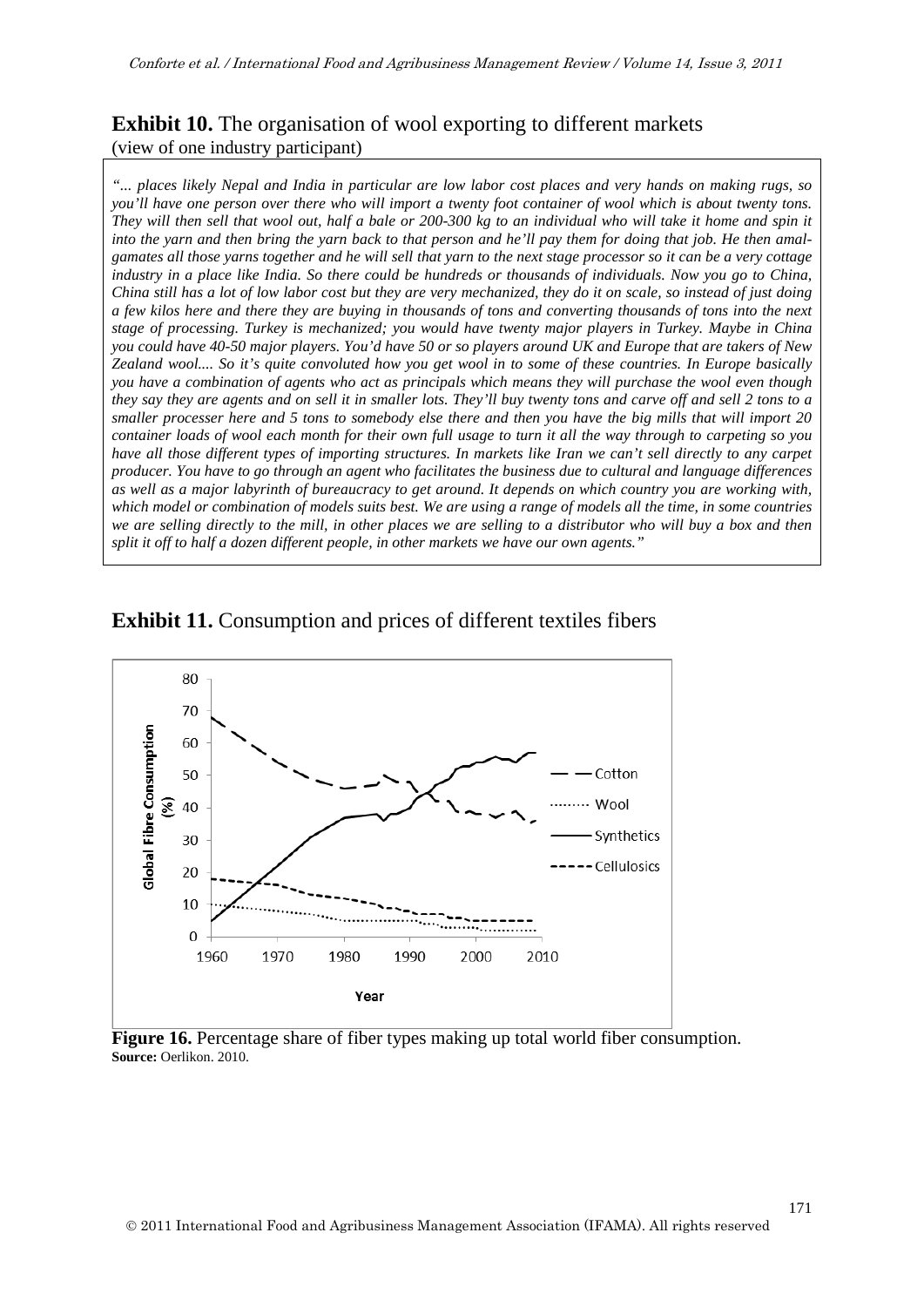**Exhibit 10.** The organisation of wool exporting to different markets
(view of one industry participant)

*"... places likely Nepal and India in particular are low labor cost places and very hands on making rugs, so you'll have one person over there who will import a twenty foot container of wool which is about twenty tons. They will then sell that wool out, half a bale or 200-300 kg to an individual who will take it home and spin it into the yarn and then bring the yarn back to that person and he'll pay them for doing that job. He then amalgamates all those yarns together and he will sell that yarn to the next stage processor so it can be a very cottage industry in a place like India. So there could be hundreds or thousands of individuals. Now you go to China, China still has a lot of low labor cost but they are very mechanized, they do it on scale, so instead of just doing a few kilos here and there they are buying in thousands of tons and converting thousands of tons into the next stage of processing. Turkey is mechanized; you would have twenty major players in Turkey. Maybe in China you could have 40-50 major players. You'd have 50 or so players around UK and Europe that are takers of New Zealand wool.... So it's quite convoluted how you get wool in to some of these countries. In Europe basically you have a combination of agents who act as principals which means they will purchase the wool even though they say they are agents and on sell it in smaller lots. They'll buy twenty tons and carve off and sell 2 tons to a smaller processer here and 5 tons to somebody else there and then you have the big mills that will import 20 container loads of wool each month for their own full usage to turn it all the way through to carpeting so you have all those different types of importing structures. In markets like Iran we can't sell directly to any carpet producer. You have to go through an agent who facilitates the business due to cultural and language differences as well as a major labyrinth of bureaucracy to get around. It depends on which country you are working with, which model or combination of models suits best. We are using a range of models all the time, in some countries we are selling directly to the mill, in other places we are selling to a distributor who will buy a box and then split it off to half a dozen different people, in other markets we have our own agents."*

**Exhibit 11.** Consumption and prices of different textiles fibers

**Figure 16.** Percentage share of fiber types making up total world fiber consumption.
**Source:** Oerlikon. 2010.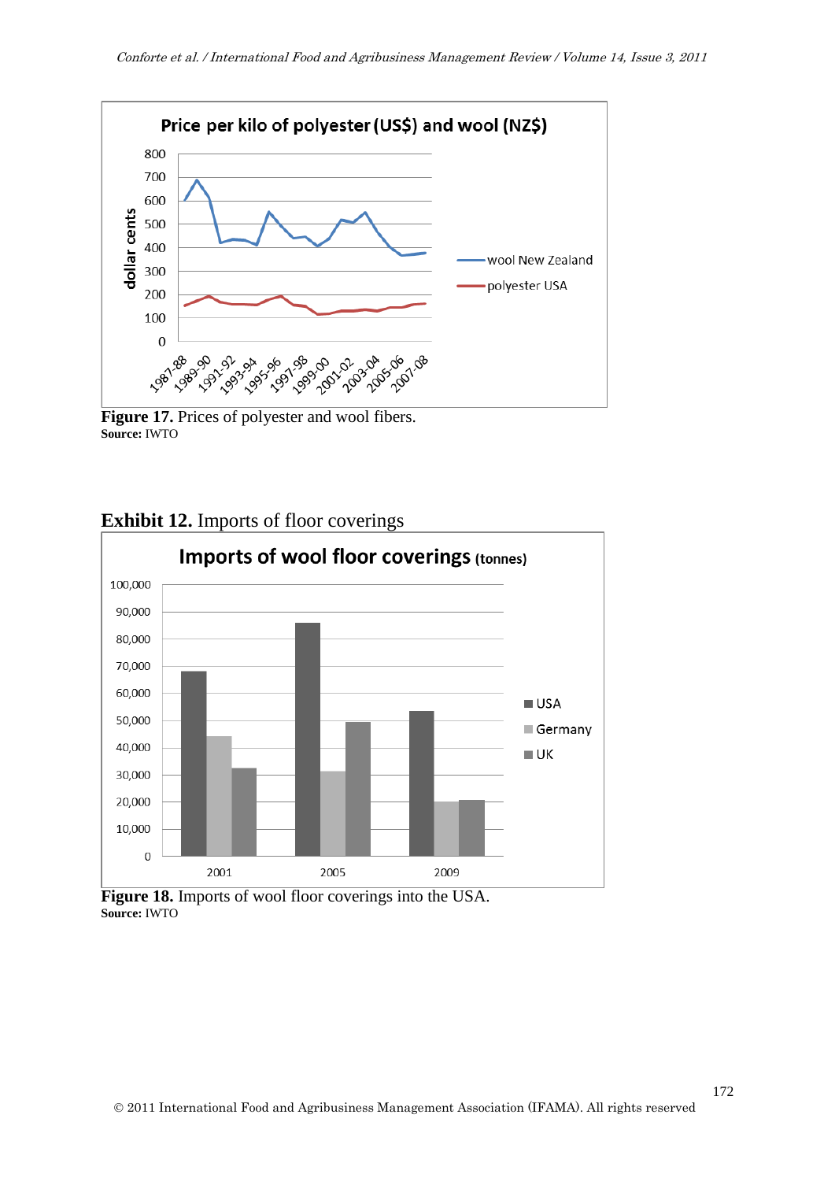**Figure 17.** Prices of polyester and wool fibers.
**Source:** IWTO

**Exhibit 12.** Imports of floor coverings

**Figure 18.** Imports of wool floor coverings into the USA.
**Source:** IWTO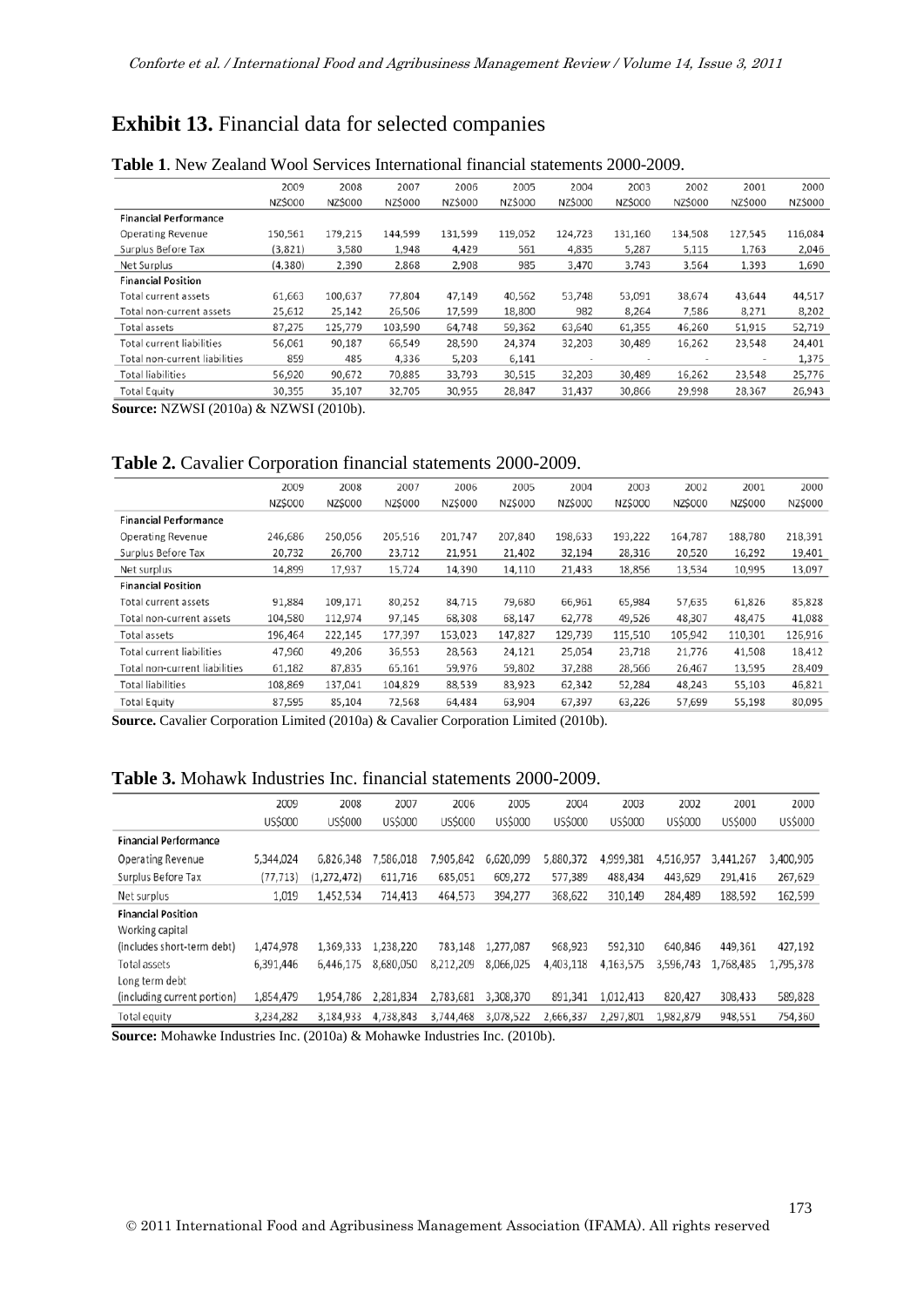## Exhibit 13. Financial data for selected companies

**Table 1**. New Zealand Wool Services International financial statements 2000-2009.

| | 2009 | 2008 | 2007 | 2006 | 2005 | 2004 | 2003 | 2002 | 2001 | 2000 |
|---|---|---|---|---|---|---|---|---|---|---|
| | NZ$000 | NZ$000 | NZ$000 | NZ$000 | NZ$000 | NZ$000 | NZ$000 | NZ$000 | NZ$000 | NZ$000 |
| **Financial Performance** | | | | | | | | | | |
| Operating Revenue | 150,561 | 179,215 | 144,599 | 131,599 | 119,052 | 124,723 | 131,160 | 134,508 | 127,545 | 116,084 |
| Surplus Before Tax | (3,821) | 3,580 | 1,948 | 4,429 | 561 | 4,835 | 5,287 | 5,115 | 1,763 | 2,046 |
| Net Surplus | (4,380) | 2,390 | 2,868 | 2,908 | 985 | 3,470 | 3,743 | 3,564 | 1,393 | 1,690 |
| **Financial Position** | | | | | | | | | | |
| Total current assets | 61,663 | 100,637 | 77,804 | 47,149 | 40,562 | 53,748 | 53,091 | 38,674 | 43,644 | 44,517 |
| Total non-current assets | 25,612 | 25,142 | 26,506 | 17,599 | 18,800 | 982 | 8,264 | 7,586 | 8,271 | 8,202 |
| Total assets | 87,275 | 125,779 | 103,590 | 64,748 | 59,362 | 63,640 | 61,355 | 46,260 | 51,915 | 52,719 |
| Total current liabilities | 56,061 | 90,187 | 66,549 | 28,590 | 24,374 | 32,203 | 30,489 | 16,262 | 23,548 | 24,401 |
| Total non-current liabilities | 859 | 485 | 4,336 | 5,203 | 6,141 | - | - | - | - | 1,375 |
| Total liabilities | 56,920 | 90,672 | 70,885 | 33,793 | 30,515 | 32,203 | 30,489 | 16,262 | 23,548 | 25,776 |
| Total Equity | 30,355 | 35,107 | 32,705 | 30,955 | 28,847 | 31,437 | 30,866 | 29,998 | 28,367 | 26,943 |

**Source:** NZWSI (2010a) & NZWSI (2010b).

**Table 2.** Cavalier Corporation financial statements 2000-2009.

| | 2009 | 2008 | 2007 | 2006 | 2005 | 2004 | 2003 | 2002 | 2001 | 2000 |
|---|---|---|---|---|---|---|---|---|---|---|
| | NZ$000 | NZ$000 | NZ$000 | NZ$000 | NZ$000 | NZ$000 | NZ$000 | NZ$000 | NZ$000 | NZ$000 |
| **Financial Performance** | | | | | | | | | | |
| Operating Revenue | 246,686 | 250,056 | 205,516 | 201,747 | 207,840 | 198,633 | 193,222 | 164,787 | 188,780 | 218,391 |
| Surplus Before Tax | 20,732 | 26,700 | 23,712 | 21,951 | 21,402 | 32,194 | 28,316 | 20,520 | 16,292 | 19,401 |
| Net surplus | 14,899 | 17,937 | 15,724 | 14,390 | 14,110 | 21,433 | 18,856 | 13,534 | 10,995 | 13,097 |
| **Financial Position** | | | | | | | | | | |
| Total current assets | 91,884 | 109,171 | 80,252 | 84,715 | 79,680 | 66,961 | 65,984 | 57,635 | 61,826 | 85,828 |
| Total non-current assets | 104,580 | 112,974 | 97,145 | 68,308 | 68,147 | 62,778 | 49,526 | 48,307 | 48,475 | 41,088 |
| Total assets | 196,464 | 222,145 | 177,397 | 153,023 | 147,827 | 129,739 | 115,510 | 105,942 | 110,301 | 126,916 |
| Total current liabilities | 47,960 | 49,206 | 36,553 | 28,563 | 24,121 | 25,054 | 23,718 | 21,776 | 41,508 | 18,412 |
| Total non-current liabilities | 61,182 | 87,835 | 65,161 | 59,976 | 59,802 | 37,288 | 28,566 | 26,467 | 13,595 | 28,409 |
| Total liabilities | 108,869 | 137,041 | 104,829 | 88,539 | 83,923 | 62,342 | 52,284 | 48,243 | 55,103 | 46,821 |
| Total Equity | 87,595 | 85,104 | 72,568 | 64,484 | 63,904 | 67,397 | 63,226 | 57,699 | 55,198 | 80,095 |

**Source.** Cavalier Corporation Limited (2010a) & Cavalier Corporation Limited (2010b).

**Table 3.** Mohawk Industries Inc. financial statements 2000-2009.

| | 2009 | 2008 | 2007 | 2006 | 2005 | 2004 | 2003 | 2002 | 2001 | 2000 |
|---|---|---|---|---|---|---|---|---|---|---|
| | US$000 | US$000 | US$000 | US$000 | US$000 | US$000 | US$000 | US$000 | US$000 | US$000 |
| **Financial Performance** | | | | | | | | | | |
| Operating Revenue | 5,344,024 | 6,826,348 | 7,586,018 | 7,905,842 | 6,620,099 | 5,880,372 | 4,999,381 | 4,516,957 | 3,441,267 | 3,400,905 |
| Surplus Before Tax | (77,713) | (1,272,472) | 611,716 | 685,051 | 609,272 | 577,389 | 488,434 | 443,629 | 291,416 | 267,629 |
| Net surplus | 1,019 | 1,452,534 | 714,413 | 464,573 | 394,277 | 368,622 | 310,149 | 284,489 | 188,592 | 162,599 |
| **Financial Position** | | | | | | | | | | |
| Working capital (includes short-term debt) | 1,474,978 | 1,369,333 | 1,238,220 | 783,148 | 1,277,087 | 968,923 | 592,310 | 640,846 | 449,361 | 427,192 |
| Total assets | 6,391,446 | 6,446,175 | 8,680,050 | 8,212,209 | 8,066,025 | 4,403,118 | 4,163,575 | 3,596,743 | 1,768,485 | 1,795,378 |
| Long term debt (including current portion) | 1,854,479 | 1,954,786 | 2,281,834 | 2,783,681 | 3,308,370 | 891,341 | 1,012,413 | 820,427 | 308,433 | 589,828 |
| Total equity | 3,234,282 | 3,184,933 | 4,738,843 | 3,744,468 | 3,078,522 | 2,666,337 | 2,297,801 | 1,982,879 | 948,551 | 754,360 |

**Source:** Mohawke Industries Inc. (2010a) & Mohawke Industries Inc. (2010b).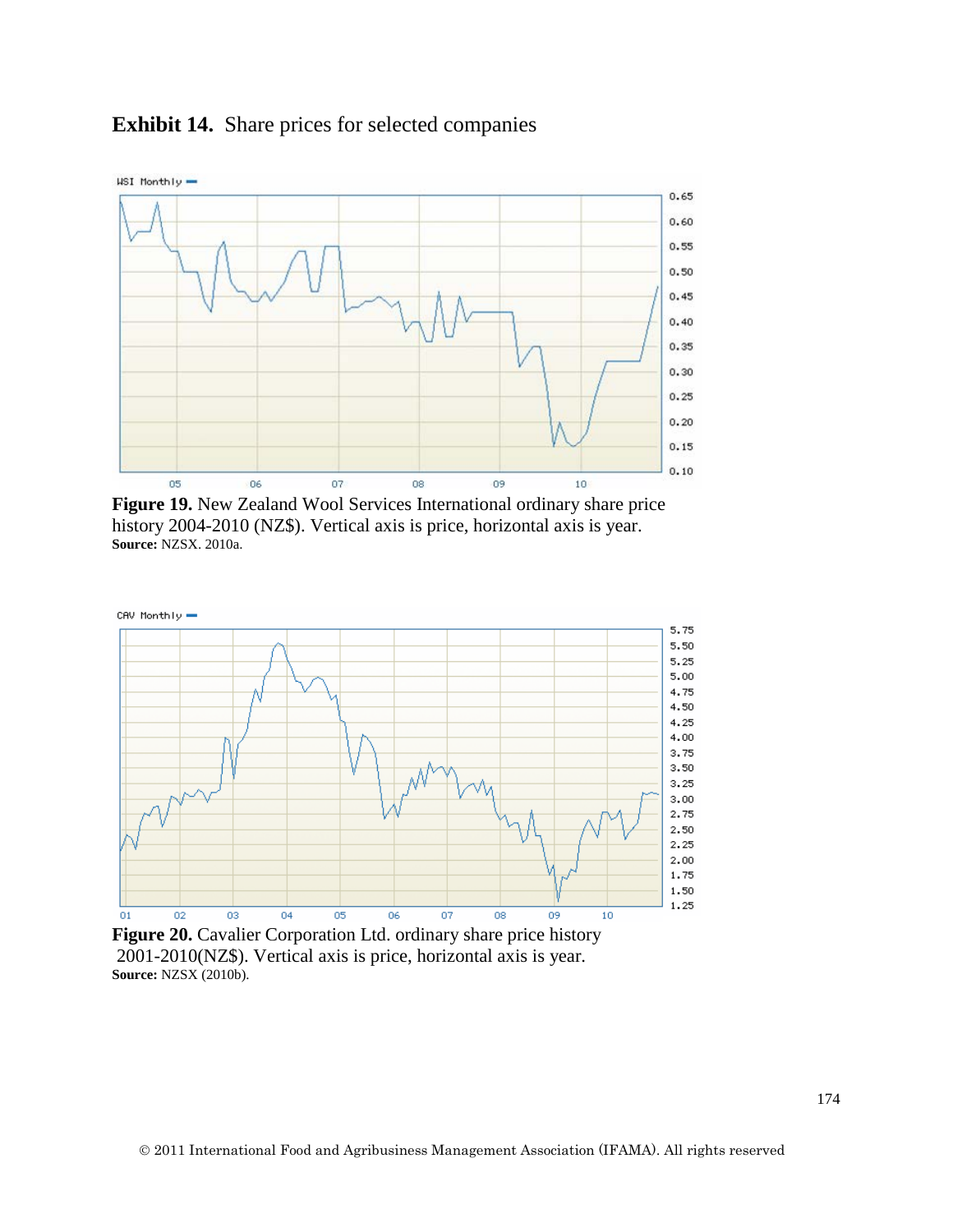**Exhibit 14.** Share prices for selected companies

**Figure 19.** New Zealand Wool Services International ordinary share price history 2004-2010 (NZ$). Vertical axis is price, horizontal axis is year.
**Source:** NZSX. 2010a.

**Figure 20.** Cavalier Corporation Ltd. ordinary share price history 2001-2010(NZ$). Vertical axis is price, horizontal axis is year.
**Source:** NZSX (2010b).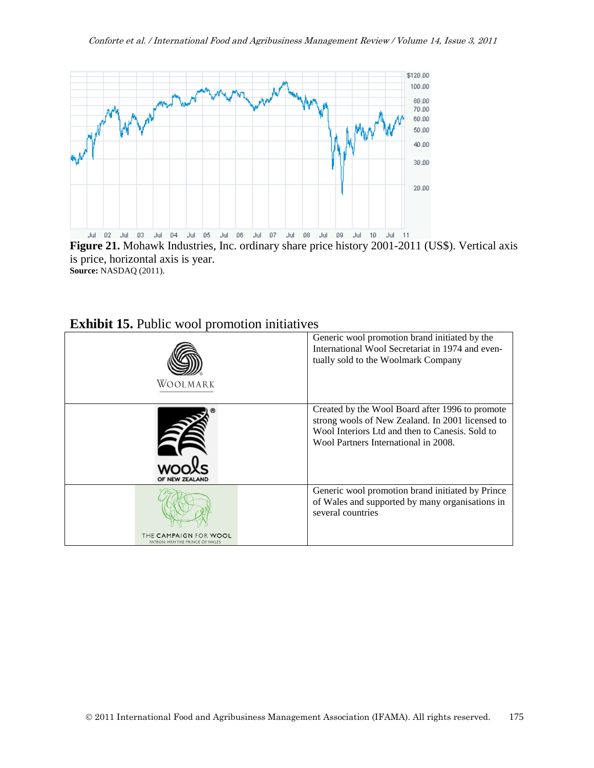**Figure 21.** Mohawk Industries, Inc. ordinary share price history 2001-2011 (US$). Vertical axis is price, horizontal axis is year.
**Source:** NASDAQ (2011).

**Exhibit 15.** Public wool promotion initiatives

| Logo | Description |
|---|---|
| WOOLMARK | Generic wool promotion brand initiated by the International Wool Secretariat in 1974 and eventually sold to the Woolmark Company |
| wools OF NEW ZEALAND | Created by the Wool Board after 1996 to promote strong wools of New Zealand. In 2001 licensed to Wool Interiors Ltd and then to Canesis. Sold to Wool Partners International in 2008. |
| THE CAMPAIGN FOR WOOL PATRON: HRH THE PRINCE OF WALES | Generic wool promotion brand initiated by Prince of Wales and supported by many organisations in several countries |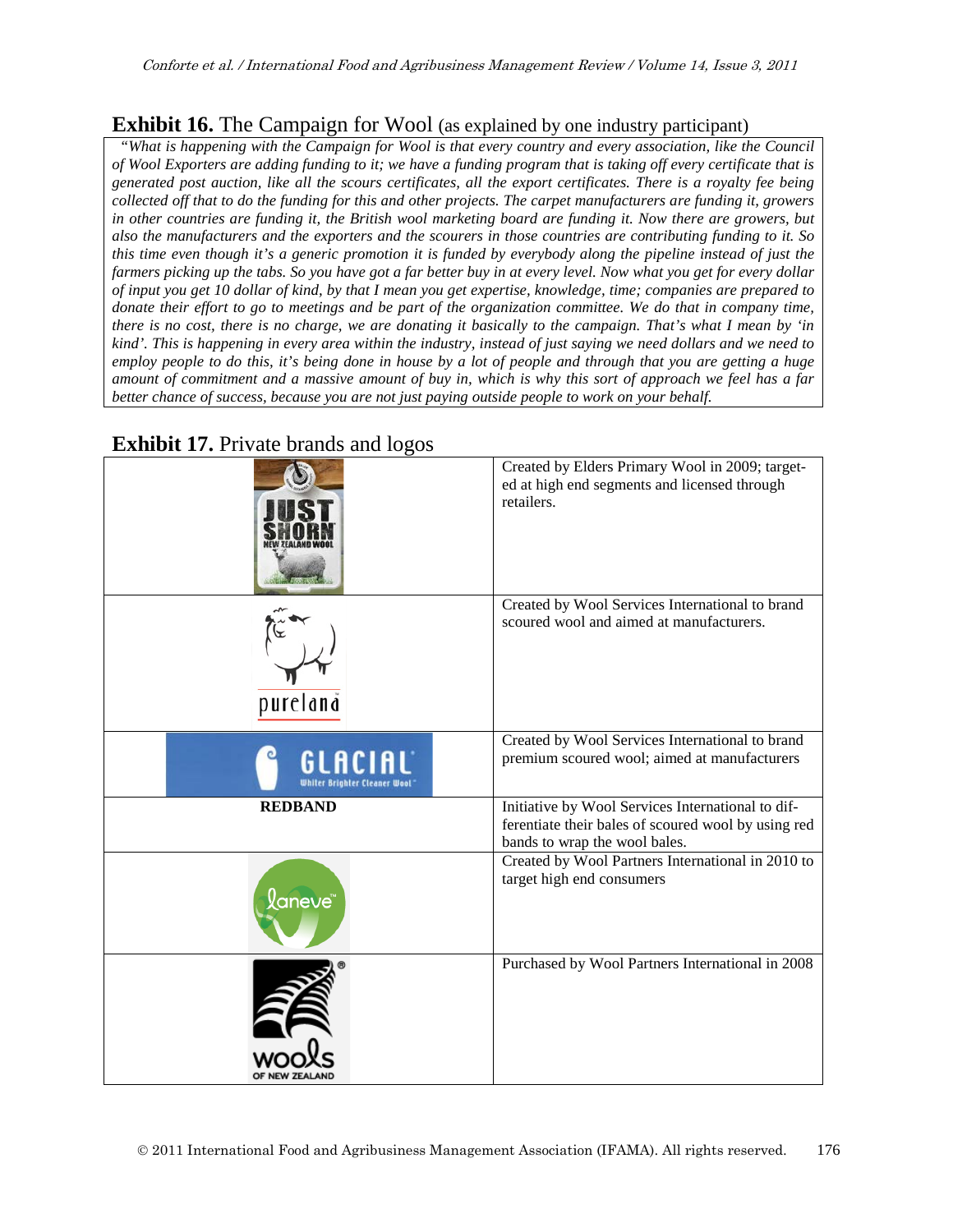## **Exhibit 16.** The Campaign for Wool (as explained by one industry participant)

*"What is happening with the Campaign for Wool is that every country and every association, like the Council of Wool Exporters are adding funding to it; we have a funding program that is taking off every certificate that is generated post auction, like all the scours certificates, all the export certificates. There is a royalty fee being collected off that to do the funding for this and other projects. The carpet manufacturers are funding it, growers in other countries are funding it, the British wool marketing board are funding it. Now there are growers, but also the manufacturers and the exporters and the scourers in those countries are contributing funding to it. So this time even though it's a generic promotion it is funded by everybody along the pipeline instead of just the farmers picking up the tabs. So you have got a far better buy in at every level. Now what you get for every dollar of input you get 10 dollar of kind, by that I mean you get expertise, knowledge, time; companies are prepared to donate their effort to go to meetings and be part of the organization committee. We do that in company time, there is no cost, there is no charge, we are donating it basically to the campaign. That's what I mean by 'in kind'. This is happening in every area within the industry, instead of just saying we need dollars and we need to employ people to do this, it's being done in house by a lot of people and through that you are getting a huge amount of commitment and a massive amount of buy in, which is why this sort of approach we feel has a far better chance of success, because you are not just paying outside people to work on your behalf.*

## **Exhibit 17.** Private brands and logos

| Brand | Description |
|---|---|
| JUST SHORN NEW ZEALAND WOOL | Created by Elders Primary Wool in 2009; targeted at high end segments and licensed through retailers. |
| purelana | Created by Wool Services International to brand scoured wool and aimed at manufacturers. |
| GLACIAL Whiter Brighter Cleaner Wool | Created by Wool Services International to brand premium scoured wool; aimed at manufacturers |
| **REDBAND** | Initiative by Wool Services International to differentiate their bales of scoured wool by using red bands to wrap the wool bales. |
| laneve | Created by Wool Partners International in 2010 to target high end consumers |
| wools OF NEW ZEALAND | Purchased by Wool Partners International in 2008 |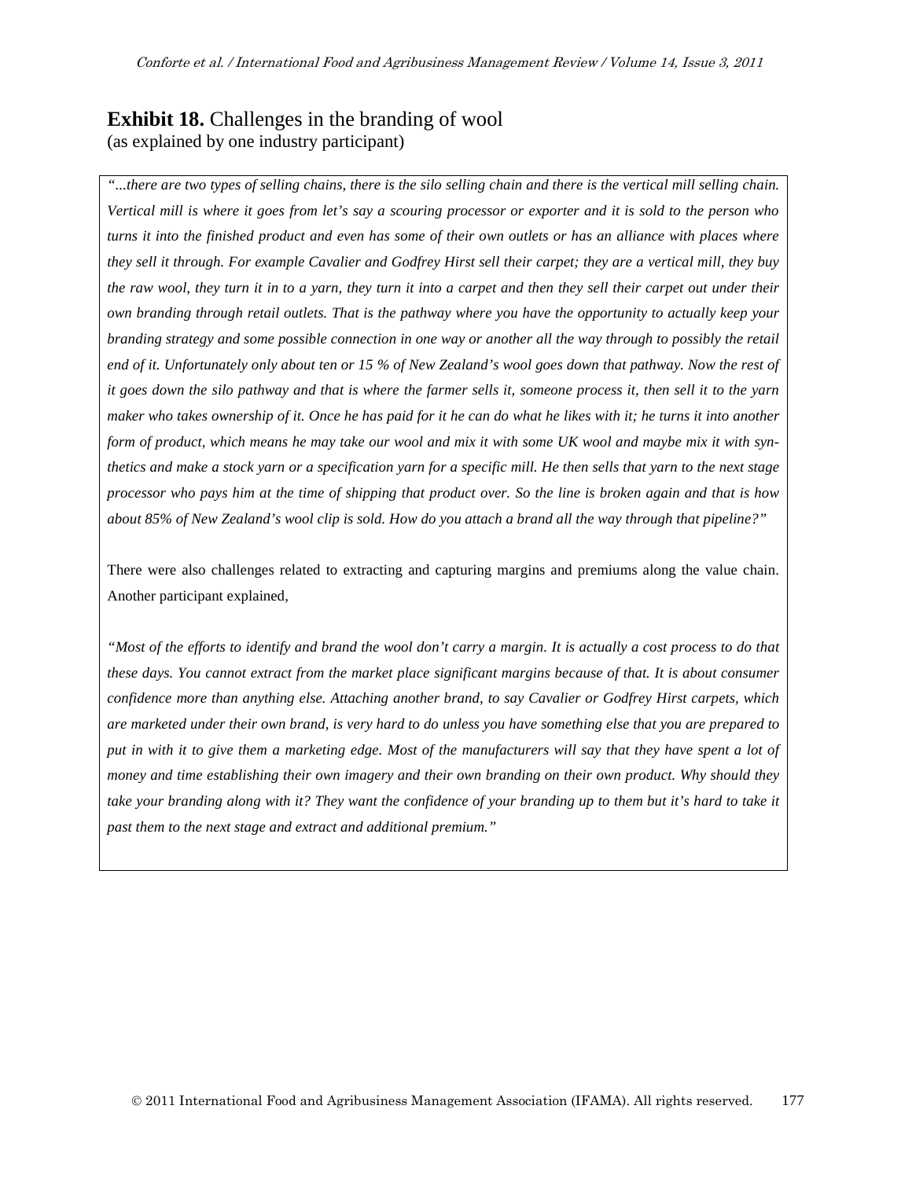**Exhibit 18.** Challenges in the branding of wool
(as explained by one industry participant)

*"...there are two types of selling chains, there is the silo selling chain and there is the vertical mill selling chain. Vertical mill is where it goes from let's say a scouring processor or exporter and it is sold to the person who turns it into the finished product and even has some of their own outlets or has an alliance with places where they sell it through. For example Cavalier and Godfrey Hirst sell their carpet; they are a vertical mill, they buy the raw wool, they turn it in to a yarn, they turn it into a carpet and then they sell their carpet out under their own branding through retail outlets. That is the pathway where you have the opportunity to actually keep your branding strategy and some possible connection in one way or another all the way through to possibly the retail end of it. Unfortunately only about ten or 15 % of New Zealand's wool goes down that pathway. Now the rest of it goes down the silo pathway and that is where the farmer sells it, someone process it, then sell it to the yarn maker who takes ownership of it. Once he has paid for it he can do what he likes with it; he turns it into another form of product, which means he may take our wool and mix it with some UK wool and maybe mix it with synthetics and make a stock yarn or a specification yarn for a specific mill. He then sells that yarn to the next stage processor who pays him at the time of shipping that product over. So the line is broken again and that is how about 85% of New Zealand's wool clip is sold. How do you attach a brand all the way through that pipeline?"*

There were also challenges related to extracting and capturing margins and premiums along the value chain. Another participant explained,

*"Most of the efforts to identify and brand the wool don't carry a margin. It is actually a cost process to do that these days. You cannot extract from the market place significant margins because of that. It is about consumer confidence more than anything else. Attaching another brand, to say Cavalier or Godfrey Hirst carpets, which are marketed under their own brand, is very hard to do unless you have something else that you are prepared to put in with it to give them a marketing edge. Most of the manufacturers will say that they have spent a lot of money and time establishing their own imagery and their own branding on their own product. Why should they take your branding along with it? They want the confidence of your branding up to them but it's hard to take it past them to the next stage and extract and additional premium."*